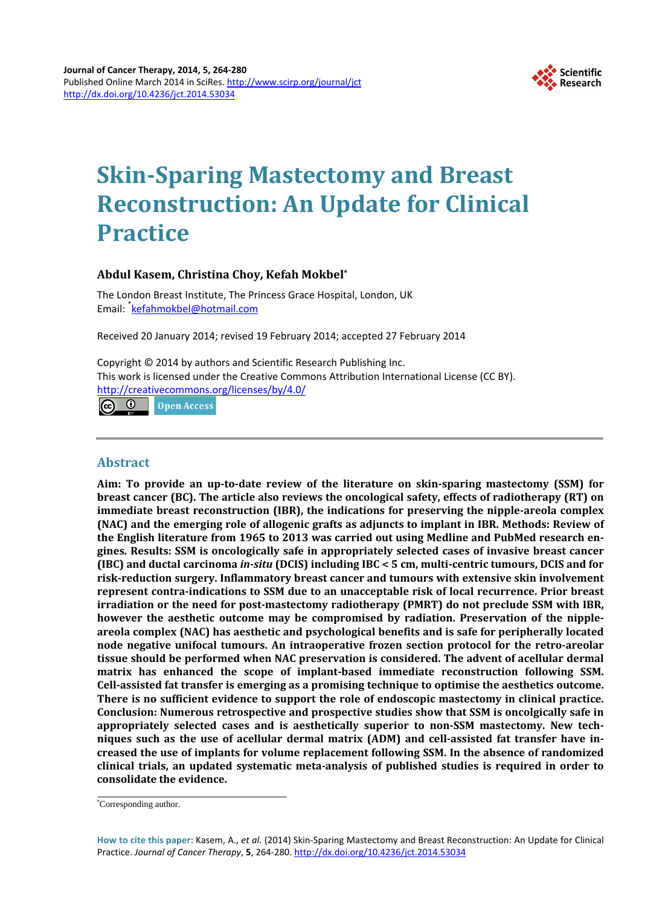Journal of Cancer Therapy, 2014, 5, 264-280
Published Online March 2014 in SciRes. http://www.scirp.org/journal/jct
http://dx.doi.org/10.4236/jct.2014.53034

# Skin-Sparing Mastectomy and Breast Reconstruction: An Update for Clinical Practice

**Abdul Kasem, Christina Choy, Kefah Mokbel***

The London Breast Institute, The Princess Grace Hospital, London, UK
Email: *kefahmokbel@hotmail.com

Received 20 January 2014; revised 19 February 2014; accepted 27 February 2014

Copyright © 2014 by authors and Scientific Research Publishing Inc.
This work is licensed under the Creative Commons Attribution International License (CC BY).
http://creativecommons.org/licenses/by/4.0/

Open Access

## Abstract

**Aim: To provide an up-to-date review of the literature on skin-sparing mastectomy (SSM) for breast cancer (BC). The article also reviews the oncological safety, effects of radiotherapy (RT) on immediate breast reconstruction (IBR), the indications for preserving the nipple-areola complex (NAC) and the emerging role of allogenic grafts as adjuncts to implant in IBR. Methods: Review of the English literature from 1965 to 2013 was carried out using Medline and PubMed research engines. Results: SSM is oncologically safe in appropriately selected cases of invasive breast cancer (IBC) and ductal carcinoma *in-situ* (DCIS) including IBC < 5 cm, multi-centric tumours, DCIS and for risk-reduction surgery. Inflammatory breast cancer and tumours with extensive skin involvement represent contra-indications to SSM due to an unacceptable risk of local recurrence. Prior breast irradiation or the need for post-mastectomy radiotherapy (PMRT) do not preclude SSM with IBR, however the aesthetic outcome may be compromised by radiation. Preservation of the nipple-areola complex (NAC) has aesthetic and psychological benefits and is safe for peripherally located node negative unifocal tumours. An intraoperative frozen section protocol for the retro-areolar tissue should be performed when NAC preservation is considered. The advent of acellular dermal matrix has enhanced the scope of implant-based immediate reconstruction following SSM. Cell-assisted fat transfer is emerging as a promising technique to optimise the aesthetics outcome. There is no sufficient evidence to support the role of endoscopic mastectomy in clinical practice. Conclusion: Numerous retrospective and prospective studies show that SSM is oncolgically safe in appropriately selected cases and is aesthetically superior to non-SSM mastectomy. New techniques such as the use of acellular dermal matrix (ADM) and cell-assisted fat transfer have increased the use of implants for volume replacement following SSM. In the absence of randomized clinical trials, an updated systematic meta-analysis of published studies is required in order to consolidate the evidence.**

*Corresponding author.

**How to cite this paper:** Kasem, A., *et al.* (2014) Skin-Sparing Mastectomy and Breast Reconstruction: An Update for Clinical Practice. *Journal of Cancer Therapy*, **5**, 264-280. http://dx.doi.org/10.4236/jct.2014.53034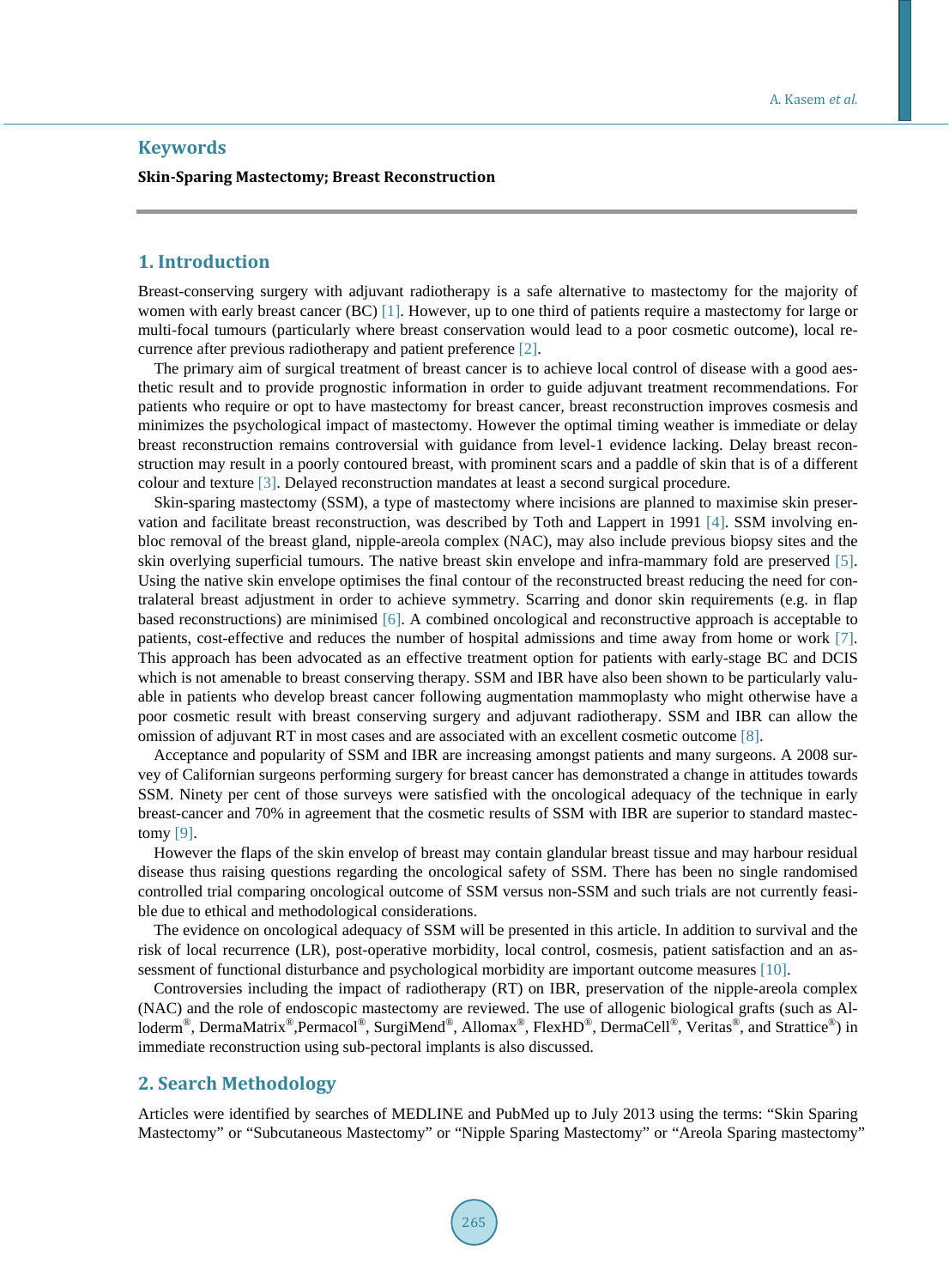## Keywords

**Skin-Sparing Mastectomy; Breast Reconstruction**

## 1. Introduction

Breast-conserving surgery with adjuvant radiotherapy is a safe alternative to mastectomy for the majority of women with early breast cancer (BC) [1]. However, up to one third of patients require a mastectomy for large or multi-focal tumours (particularly where breast conservation would lead to a poor cosmetic outcome), local recurrence after previous radiotherapy and patient preference [2].

The primary aim of surgical treatment of breast cancer is to achieve local control of disease with a good aesthetic result and to provide prognostic information in order to guide adjuvant treatment recommendations. For patients who require or opt to have mastectomy for breast cancer, breast reconstruction improves cosmesis and minimizes the psychological impact of mastectomy. However the optimal timing weather is immediate or delay breast reconstruction remains controversial with guidance from level-1 evidence lacking. Delay breast reconstruction may result in a poorly contoured breast, with prominent scars and a paddle of skin that is of a different colour and texture [3]. Delayed reconstruction mandates at least a second surgical procedure.

Skin-sparing mastectomy (SSM), a type of mastectomy where incisions are planned to maximise skin preservation and facilitate breast reconstruction, was described by Toth and Lappert in 1991 [4]. SSM involving en-bloc removal of the breast gland, nipple-areola complex (NAC), may also include previous biopsy sites and the skin overlying superficial tumours. The native breast skin envelope and infra-mammary fold are preserved [5]. Using the native skin envelope optimises the final contour of the reconstructed breast reducing the need for contralateral breast adjustment in order to achieve symmetry. Scarring and donor skin requirements (e.g. in flap based reconstructions) are minimised [6]. A combined oncological and reconstructive approach is acceptable to patients, cost-effective and reduces the number of hospital admissions and time away from home or work [7]. This approach has been advocated as an effective treatment option for patients with early-stage BC and DCIS which is not amenable to breast conserving therapy. SSM and IBR have also been shown to be particularly valuable in patients who develop breast cancer following augmentation mammoplasty who might otherwise have a poor cosmetic result with breast conserving surgery and adjuvant radiotherapy. SSM and IBR can allow the omission of adjuvant RT in most cases and are associated with an excellent cosmetic outcome [8].

Acceptance and popularity of SSM and IBR are increasing amongst patients and many surgeons. A 2008 survey of Californian surgeons performing surgery for breast cancer has demonstrated a change in attitudes towards SSM. Ninety per cent of those surveys were satisfied with the oncological adequacy of the technique in early breast-cancer and 70% in agreement that the cosmetic results of SSM with IBR are superior to standard mastectomy [9].

However the flaps of the skin envelop of breast may contain glandular breast tissue and may harbour residual disease thus raising questions regarding the oncological safety of SSM. There has been no single randomised controlled trial comparing oncological outcome of SSM versus non-SSM and such trials are not currently feasible due to ethical and methodological considerations.

The evidence on oncological adequacy of SSM will be presented in this article. In addition to survival and the risk of local recurrence (LR), post-operative morbidity, local control, cosmesis, patient satisfaction and an assessment of functional disturbance and psychological morbidity are important outcome measures [10].

Controversies including the impact of radiotherapy (RT) on IBR, preservation of the nipple-areola complex (NAC) and the role of endoscopic mastectomy are reviewed. The use of allogenic biological grafts (such as Alloderm®, DermaMatrix®,Permacol®, SurgiMend®, Allomax®, FlexHD®, DermaCell®, Veritas®, and Strattice®) in immediate reconstruction using sub-pectoral implants is also discussed.

## 2. Search Methodology

Articles were identified by searches of MEDLINE and PubMed up to July 2013 using the terms: "Skin Sparing Mastectomy" or "Subcutaneous Mastectomy" or "Nipple Sparing Mastectomy" or "Areola Sparing mastectomy"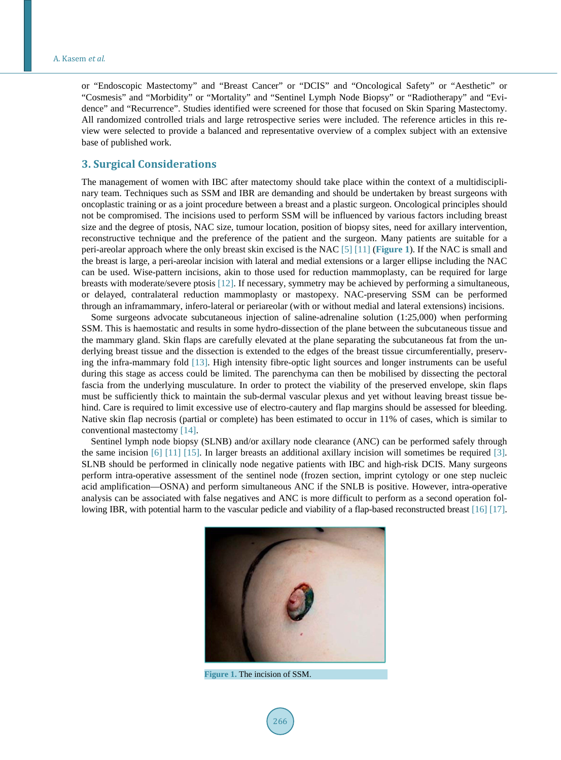or "Endoscopic Mastectomy" and "Breast Cancer" or "DCIS" and "Oncological Safety" or "Aesthetic" or "Cosmesis" and "Morbidity" or "Mortality" and "Sentinel Lymph Node Biopsy" or "Radiotherapy" and "Evidence" and "Recurrence". Studies identified were screened for those that focused on Skin Sparing Mastectomy. All randomized controlled trials and large retrospective series were included. The reference articles in this review were selected to provide a balanced and representative overview of a complex subject with an extensive base of published work.

## 3. Surgical Considerations

The management of women with IBC after matectomy should take place within the context of a multidisciplinary team. Techniques such as SSM and IBR are demanding and should be undertaken by breast surgeons with oncoplastic training or as a joint procedure between a breast and a plastic surgeon. Oncological principles should not be compromised. The incisions used to perform SSM will be influenced by various factors including breast size and the degree of ptosis, NAC size, tumour location, position of biopsy sites, need for axillary intervention, reconstructive technique and the preference of the patient and the surgeon. Many patients are suitable for a peri-areolar approach where the only breast skin excised is the NAC [5] [11] (**Figure 1**). If the NAC is small and the breast is large, a peri-areolar incision with lateral and medial extensions or a larger ellipse including the NAC can be used. Wise-pattern incisions, akin to those used for reduction mammoplasty, can be required for large breasts with moderate/severe ptosis [12]. If necessary, symmetry may be achieved by performing a simultaneous, or delayed, contralateral reduction mammoplasty or mastopexy. NAC-preserving SSM can be performed through an inframammary, infero-lateral or periareolar (with or without medial and lateral extensions) incisions.

Some surgeons advocate subcutaneous injection of saline-adrenaline solution (1:25,000) when performing SSM. This is haemostatic and results in some hydro-dissection of the plane between the subcutaneous tissue and the mammary gland. Skin flaps are carefully elevated at the plane separating the subcutaneous fat from the underlying breast tissue and the dissection is extended to the edges of the breast tissue circumferentially, preserving the infra-mammary fold [13]. High intensity fibre-optic light sources and longer instruments can be useful during this stage as access could be limited. The parenchyma can then be mobilised by dissecting the pectoral fascia from the underlying musculature. In order to protect the viability of the preserved envelope, skin flaps must be sufficiently thick to maintain the sub-dermal vascular plexus and yet without leaving breast tissue behind. Care is required to limit excessive use of electro-cautery and flap margins should be assessed for bleeding. Native skin flap necrosis (partial or complete) has been estimated to occur in 11% of cases, which is similar to conventional mastectomy [14].

Sentinel lymph node biopsy (SLNB) and/or axillary node clearance (ANC) can be performed safely through the same incision [6] [11] [15]. In larger breasts an additional axillary incision will sometimes be required [3]. SLNB should be performed in clinically node negative patients with IBC and high-risk DCIS. Many surgeons perform intra-operative assessment of the sentinel node (frozen section, imprint cytology or one step nucleic acid amplification—OSNA) and perform simultaneous ANC if the SNLB is positive. However, intra-operative analysis can be associated with false negatives and ANC is more difficult to perform as a second operation following IBR, with potential harm to the vascular pedicle and viability of a flap-based reconstructed breast [16] [17].

**Figure 1.** The incision of SSM.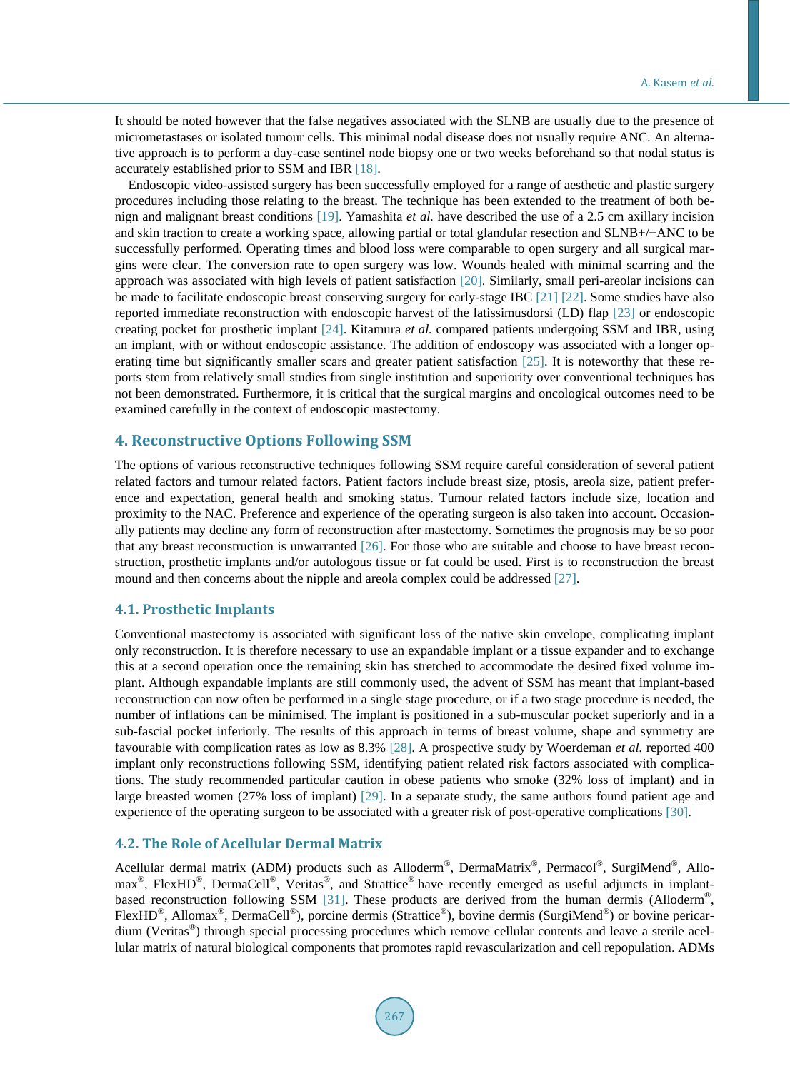It should be noted however that the false negatives associated with the SLNB are usually due to the presence of micrometastases or isolated tumour cells. This minimal nodal disease does not usually require ANC. An alternative approach is to perform a day-case sentinel node biopsy one or two weeks beforehand so that nodal status is accurately established prior to SSM and IBR [18].

Endoscopic video-assisted surgery has been successfully employed for a range of aesthetic and plastic surgery procedures including those relating to the breast. The technique has been extended to the treatment of both benign and malignant breast conditions [19]. Yamashita *et al.* have described the use of a 2.5 cm axillary incision and skin traction to create a working space, allowing partial or total glandular resection and SLNB+/−ANC to be successfully performed. Operating times and blood loss were comparable to open surgery and all surgical margins were clear. The conversion rate to open surgery was low. Wounds healed with minimal scarring and the approach was associated with high levels of patient satisfaction [20]. Similarly, small peri-areolar incisions can be made to facilitate endoscopic breast conserving surgery for early-stage IBC [21] [22]. Some studies have also reported immediate reconstruction with endoscopic harvest of the latissimusdorsi (LD) flap [23] or endoscopic creating pocket for prosthetic implant [24]. Kitamura *et al.* compared patients undergoing SSM and IBR, using an implant, with or without endoscopic assistance. The addition of endoscopy was associated with a longer operating time but significantly smaller scars and greater patient satisfaction [25]. It is noteworthy that these reports stem from relatively small studies from single institution and superiority over conventional techniques has not been demonstrated. Furthermore, it is critical that the surgical margins and oncological outcomes need to be examined carefully in the context of endoscopic mastectomy.

## 4. Reconstructive Options Following SSM

The options of various reconstructive techniques following SSM require careful consideration of several patient related factors and tumour related factors. Patient factors include breast size, ptosis, areola size, patient preference and expectation, general health and smoking status. Tumour related factors include size, location and proximity to the NAC. Preference and experience of the operating surgeon is also taken into account. Occasionally patients may decline any form of reconstruction after mastectomy. Sometimes the prognosis may be so poor that any breast reconstruction is unwarranted [26]. For those who are suitable and choose to have breast reconstruction, prosthetic implants and/or autologous tissue or fat could be used. First is to reconstruction the breast mound and then concerns about the nipple and areola complex could be addressed [27].

### 4.1. Prosthetic Implants

Conventional mastectomy is associated with significant loss of the native skin envelope, complicating implant only reconstruction. It is therefore necessary to use an expandable implant or a tissue expander and to exchange this at a second operation once the remaining skin has stretched to accommodate the desired fixed volume implant. Although expandable implants are still commonly used, the advent of SSM has meant that implant-based reconstruction can now often be performed in a single stage procedure, or if a two stage procedure is needed, the number of inflations can be minimised. The implant is positioned in a sub-muscular pocket superiorly and in a sub-fascial pocket inferiorly. The results of this approach in terms of breast volume, shape and symmetry are favourable with complication rates as low as 8.3% [28]. A prospective study by Woerdeman *et al.* reported 400 implant only reconstructions following SSM, identifying patient related risk factors associated with complications. The study recommended particular caution in obese patients who smoke (32% loss of implant) and in large breasted women (27% loss of implant) [29]. In a separate study, the same authors found patient age and experience of the operating surgeon to be associated with a greater risk of post-operative complications [30].

### 4.2. The Role of Acellular Dermal Matrix

Acellular dermal matrix (ADM) products such as Alloderm®, DermaMatrix®, Permacol®, SurgiMend®, Allomax®, FlexHD®, DermaCell®, Veritas®, and Strattice® have recently emerged as useful adjuncts in implant-based reconstruction following SSM [31]. These products are derived from the human dermis (Alloderm®, FlexHD®, Allomax®, DermaCell®), porcine dermis (Strattice®), bovine dermis (SurgiMend®) or bovine pericardium (Veritas®) through special processing procedures which remove cellular contents and leave a sterile acellular matrix of natural biological components that promotes rapid revascularization and cell repopulation. ADMs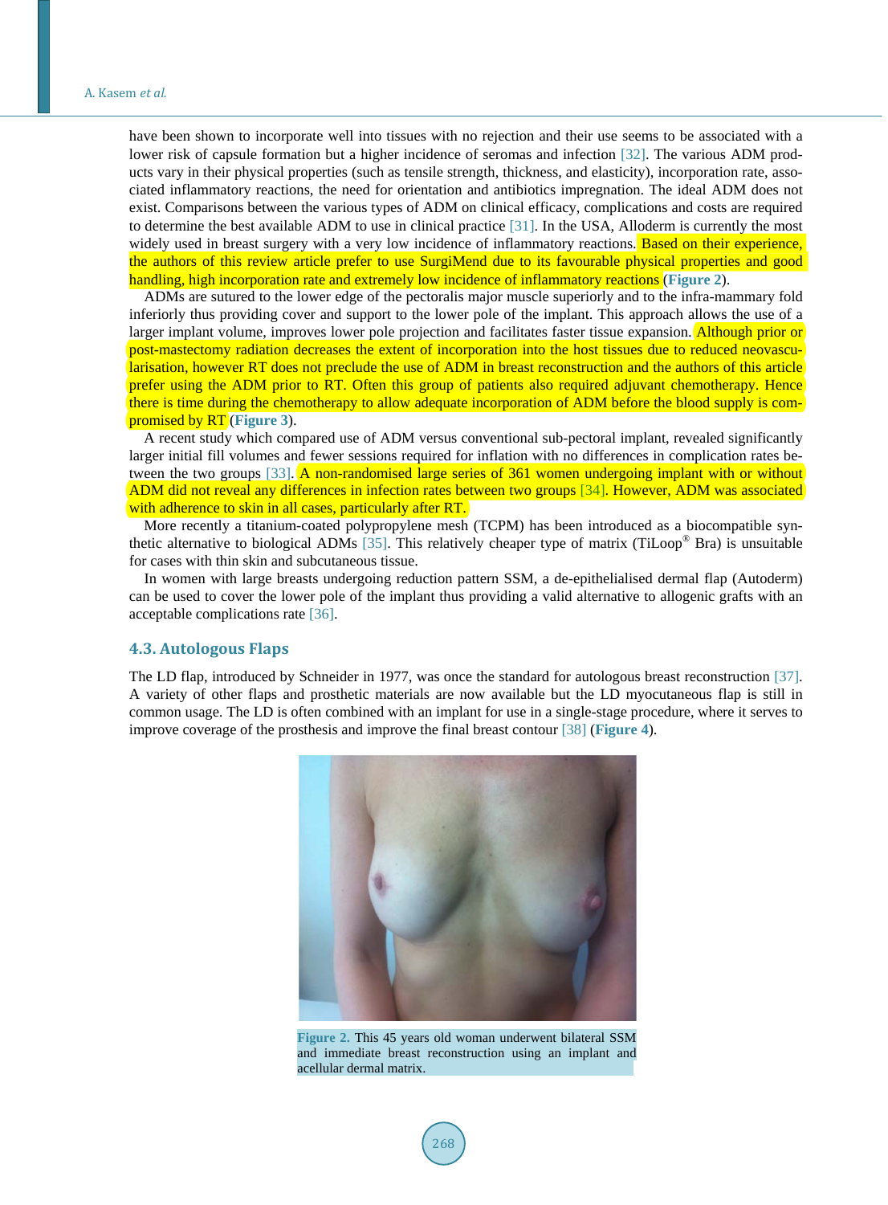have been shown to incorporate well into tissues with no rejection and their use seems to be associated with a lower risk of capsule formation but a higher incidence of seromas and infection [32]. The various ADM products vary in their physical properties (such as tensile strength, thickness, and elasticity), incorporation rate, associated inflammatory reactions, the need for orientation and antibiotics impregnation. The ideal ADM does not exist. Comparisons between the various types of ADM on clinical efficacy, complications and costs are required to determine the best available ADM to use in clinical practice [31]. In the USA, Alloderm is currently the most widely used in breast surgery with a very low incidence of inflammatory reactions. Based on their experience, the authors of this review article prefer to use SurgiMend due to its favourable physical properties and good handling, high incorporation rate and extremely low incidence of inflammatory reactions (**Figure 2**).

ADMs are sutured to the lower edge of the pectoralis major muscle superiorly and to the infra-mammary fold inferiorly thus providing cover and support to the lower pole of the implant. This approach allows the use of a larger implant volume, improves lower pole projection and facilitates faster tissue expansion. Although prior or post-mastectomy radiation decreases the extent of incorporation into the host tissues due to reduced neovascularisation, however RT does not preclude the use of ADM in breast reconstruction and the authors of this article prefer using the ADM prior to RT. Often this group of patients also required adjuvant chemotherapy. Hence there is time during the chemotherapy to allow adequate incorporation of ADM before the blood supply is compromised by RT (**Figure 3**).

A recent study which compared use of ADM versus conventional sub-pectoral implant, revealed significantly larger initial fill volumes and fewer sessions required for inflation with no differences in complication rates between the two groups [33]. A non-randomised large series of 361 women undergoing implant with or without ADM did not reveal any differences in infection rates between two groups [34]. However, ADM was associated with adherence to skin in all cases, particularly after RT.

More recently a titanium-coated polypropylene mesh (TCPM) has been introduced as a biocompatible synthetic alternative to biological ADMs [35]. This relatively cheaper type of matrix (TiLoop® Bra) is unsuitable for cases with thin skin and subcutaneous tissue.

In women with large breasts undergoing reduction pattern SSM, a de-epithelialised dermal flap (Autoderm) can be used to cover the lower pole of the implant thus providing a valid alternative to allogenic grafts with an acceptable complications rate [36].

### 4.3. Autologous Flaps

The LD flap, introduced by Schneider in 1977, was once the standard for autologous breast reconstruction [37]. A variety of other flaps and prosthetic materials are now available but the LD myocutaneous flap is still in common usage. The LD is often combined with an implant for use in a single-stage procedure, where it serves to improve coverage of the prosthesis and improve the final breast contour [38] (**Figure 4**).

**Figure 2.** This 45 years old woman underwent bilateral SSM and immediate breast reconstruction using an implant and acellular dermal matrix.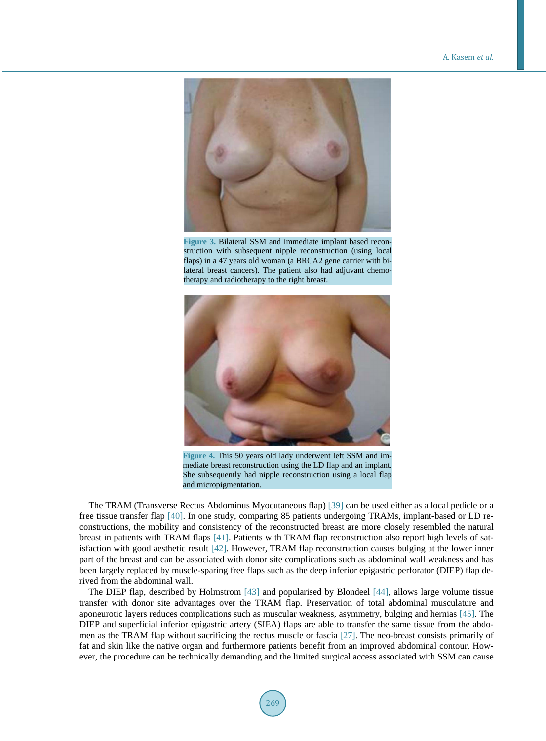Figure 3. Bilateral SSM and immediate implant based reconstruction with subsequent nipple reconstruction (using local flaps) in a 47 years old woman (a BRCA2 gene carrier with bilateral breast cancers). The patient also had adjuvant chemotherapy and radiotherapy to the right breast.

Figure 4. This 50 years old lady underwent left SSM and immediate breast reconstruction using the LD flap and an implant. She subsequently had nipple reconstruction using a local flap and micropigmentation.

The TRAM (Transverse Rectus Abdominus Myocutaneous flap) [39] can be used either as a local pedicle or a free tissue transfer flap [40]. In one study, comparing 85 patients undergoing TRAMs, implant-based or LD reconstructions, the mobility and consistency of the reconstructed breast are more closely resembled the natural breast in patients with TRAM flaps [41]. Patients with TRAM flap reconstruction also report high levels of satisfaction with good aesthetic result [42]. However, TRAM flap reconstruction causes bulging at the lower inner part of the breast and can be associated with donor site complications such as abdominal wall weakness and has been largely replaced by muscle-sparing free flaps such as the deep inferior epigastric perforator (DIEP) flap derived from the abdominal wall.

The DIEP flap, described by Holmstrom [43] and popularised by Blondeel [44], allows large volume tissue transfer with donor site advantages over the TRAM flap. Preservation of total abdominal musculature and aponeurotic layers reduces complications such as muscular weakness, asymmetry, bulging and hernias [45]. The DIEP and superficial inferior epigastric artery (SIEA) flaps are able to transfer the same tissue from the abdomen as the TRAM flap without sacrificing the rectus muscle or fascia [27]. The neo-breast consists primarily of fat and skin like the native organ and furthermore patients benefit from an improved abdominal contour. However, the procedure can be technically demanding and the limited surgical access associated with SSM can cause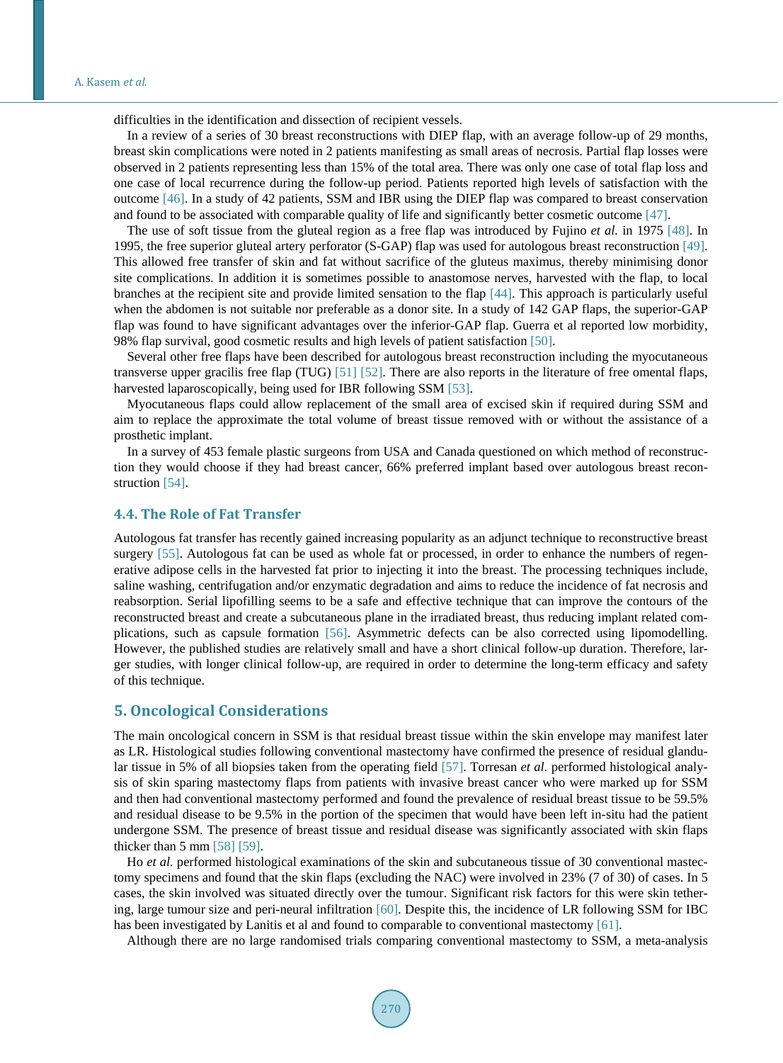difficulties in the identification and dissection of recipient vessels.

In a review of a series of 30 breast reconstructions with DIEP flap, with an average follow-up of 29 months, breast skin complications were noted in 2 patients manifesting as small areas of necrosis. Partial flap losses were observed in 2 patients representing less than 15% of the total area. There was only one case of total flap loss and one case of local recurrence during the follow-up period. Patients reported high levels of satisfaction with the outcome [46]. In a study of 42 patients, SSM and IBR using the DIEP flap was compared to breast conservation and found to be associated with comparable quality of life and significantly better cosmetic outcome [47].

The use of soft tissue from the gluteal region as a free flap was introduced by Fujino *et al.* in 1975 [48]. In 1995, the free superior gluteal artery perforator (S-GAP) flap was used for autologous breast reconstruction [49]. This allowed free transfer of skin and fat without sacrifice of the gluteus maximus, thereby minimising donor site complications. In addition it is sometimes possible to anastomose nerves, harvested with the flap, to local branches at the recipient site and provide limited sensation to the flap [44]. This approach is particularly useful when the abdomen is not suitable nor preferable as a donor site. In a study of 142 GAP flaps, the superior-GAP flap was found to have significant advantages over the inferior-GAP flap. Guerra et al reported low morbidity, 98% flap survival, good cosmetic results and high levels of patient satisfaction [50].

Several other free flaps have been described for autologous breast reconstruction including the myocutaneous transverse upper gracilis free flap (TUG) [51] [52]. There are also reports in the literature of free omental flaps, harvested laparoscopically, being used for IBR following SSM [53].

Myocutaneous flaps could allow replacement of the small area of excised skin if required during SSM and aim to replace the approximate the total volume of breast tissue removed with or without the assistance of a prosthetic implant.

In a survey of 453 female plastic surgeons from USA and Canada questioned on which method of reconstruction they would choose if they had breast cancer, 66% preferred implant based over autologous breast reconstruction [54].

### 4.4. The Role of Fat Transfer

Autologous fat transfer has recently gained increasing popularity as an adjunct technique to reconstructive breast surgery [55]. Autologous fat can be used as whole fat or processed, in order to enhance the numbers of regenerative adipose cells in the harvested fat prior to injecting it into the breast. The processing techniques include, saline washing, centrifugation and/or enzymatic degradation and aims to reduce the incidence of fat necrosis and reabsorption. Serial lipofilling seems to be a safe and effective technique that can improve the contours of the reconstructed breast and create a subcutaneous plane in the irradiated breast, thus reducing implant related complications, such as capsule formation [56]. Asymmetric defects can be also corrected using lipomodelling. However, the published studies are relatively small and have a short clinical follow-up duration. Therefore, larger studies, with longer clinical follow-up, are required in order to determine the long-term efficacy and safety of this technique.

## 5. Oncological Considerations

The main oncological concern in SSM is that residual breast tissue within the skin envelope may manifest later as LR. Histological studies following conventional mastectomy have confirmed the presence of residual glandular tissue in 5% of all biopsies taken from the operating field [57]. Torresan *et al.* performed histological analysis of skin sparing mastectomy flaps from patients with invasive breast cancer who were marked up for SSM and then had conventional mastectomy performed and found the prevalence of residual breast tissue to be 59.5% and residual disease to be 9.5% in the portion of the specimen that would have been left in-situ had the patient undergone SSM. The presence of breast tissue and residual disease was significantly associated with skin flaps thicker than 5 mm [58] [59].

Ho *et al.* performed histological examinations of the skin and subcutaneous tissue of 30 conventional mastectomy specimens and found that the skin flaps (excluding the NAC) were involved in 23% (7 of 30) of cases. In 5 cases, the skin involved was situated directly over the tumour. Significant risk factors for this were skin tethering, large tumour size and peri-neural infiltration [60]. Despite this, the incidence of LR following SSM for IBC has been investigated by Lanitis et al and found to comparable to conventional mastectomy [61].

Although there are no large randomised trials comparing conventional mastectomy to SSM, a meta-analysis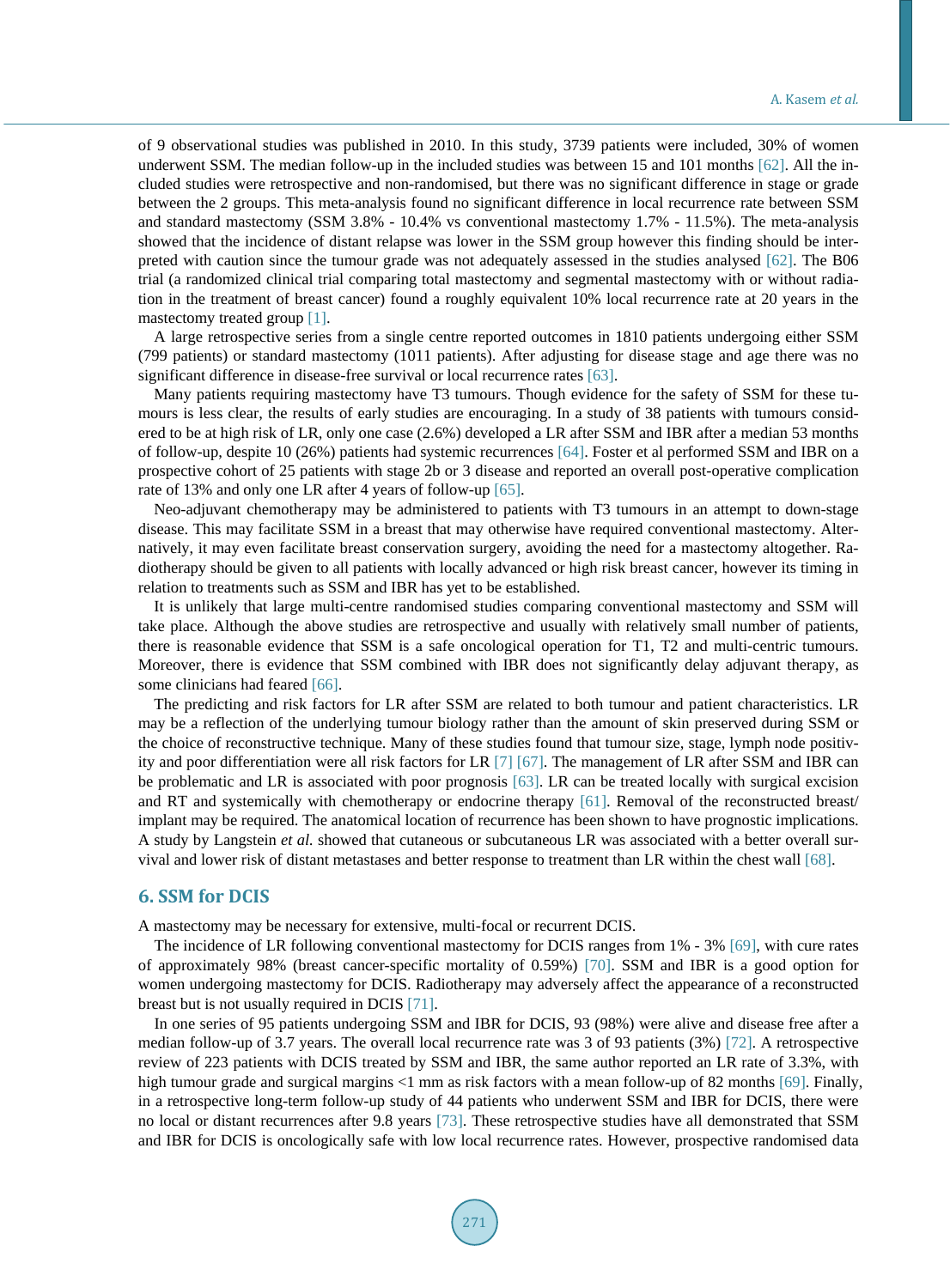of 9 observational studies was published in 2010. In this study, 3739 patients were included, 30% of women underwent SSM. The median follow-up in the included studies was between 15 and 101 months [62]. All the included studies were retrospective and non-randomised, but there was no significant difference in stage or grade between the 2 groups. This meta-analysis found no significant difference in local recurrence rate between SSM and standard mastectomy (SSM 3.8% - 10.4% vs conventional mastectomy 1.7% - 11.5%). The meta-analysis showed that the incidence of distant relapse was lower in the SSM group however this finding should be interpreted with caution since the tumour grade was not adequately assessed in the studies analysed [62]. The B06 trial (a randomized clinical trial comparing total mastectomy and segmental mastectomy with or without radiation in the treatment of breast cancer) found a roughly equivalent 10% local recurrence rate at 20 years in the mastectomy treated group [1].

A large retrospective series from a single centre reported outcomes in 1810 patients undergoing either SSM (799 patients) or standard mastectomy (1011 patients). After adjusting for disease stage and age there was no significant difference in disease-free survival or local recurrence rates [63].

Many patients requiring mastectomy have T3 tumours. Though evidence for the safety of SSM for these tumours is less clear, the results of early studies are encouraging. In a study of 38 patients with tumours considered to be at high risk of LR, only one case (2.6%) developed a LR after SSM and IBR after a median 53 months of follow-up, despite 10 (26%) patients had systemic recurrences [64]. Foster et al performed SSM and IBR on a prospective cohort of 25 patients with stage 2b or 3 disease and reported an overall post-operative complication rate of 13% and only one LR after 4 years of follow-up [65].

Neo-adjuvant chemotherapy may be administered to patients with T3 tumours in an attempt to down-stage disease. This may facilitate SSM in a breast that may otherwise have required conventional mastectomy. Alternatively, it may even facilitate breast conservation surgery, avoiding the need for a mastectomy altogether. Radiotherapy should be given to all patients with locally advanced or high risk breast cancer, however its timing in relation to treatments such as SSM and IBR has yet to be established.

It is unlikely that large multi-centre randomised studies comparing conventional mastectomy and SSM will take place. Although the above studies are retrospective and usually with relatively small number of patients, there is reasonable evidence that SSM is a safe oncological operation for T1, T2 and multi-centric tumours. Moreover, there is evidence that SSM combined with IBR does not significantly delay adjuvant therapy, as some clinicians had feared [66].

The predicting and risk factors for LR after SSM are related to both tumour and patient characteristics. LR may be a reflection of the underlying tumour biology rather than the amount of skin preserved during SSM or the choice of reconstructive technique. Many of these studies found that tumour size, stage, lymph node positivity and poor differentiation were all risk factors for LR [7] [67]. The management of LR after SSM and IBR can be problematic and LR is associated with poor prognosis [63]. LR can be treated locally with surgical excision and RT and systemically with chemotherapy or endocrine therapy [61]. Removal of the reconstructed breast/implant may be required. The anatomical location of recurrence has been shown to have prognostic implications. A study by Langstein *et al.* showed that cutaneous or subcutaneous LR was associated with a better overall survival and lower risk of distant metastases and better response to treatment than LR within the chest wall [68].

## 6. SSM for DCIS

A mastectomy may be necessary for extensive, multi-focal or recurrent DCIS.

The incidence of LR following conventional mastectomy for DCIS ranges from 1% - 3% [69], with cure rates of approximately 98% (breast cancer-specific mortality of 0.59%) [70]. SSM and IBR is a good option for women undergoing mastectomy for DCIS. Radiotherapy may adversely affect the appearance of a reconstructed breast but is not usually required in DCIS [71].

In one series of 95 patients undergoing SSM and IBR for DCIS, 93 (98%) were alive and disease free after a median follow-up of 3.7 years. The overall local recurrence rate was 3 of 93 patients (3%) [72]. A retrospective review of 223 patients with DCIS treated by SSM and IBR, the same author reported an LR rate of 3.3%, with high tumour grade and surgical margins <1 mm as risk factors with a mean follow-up of 82 months [69]. Finally, in a retrospective long-term follow-up study of 44 patients who underwent SSM and IBR for DCIS, there were no local or distant recurrences after 9.8 years [73]. These retrospective studies have all demonstrated that SSM and IBR for DCIS is oncologically safe with low local recurrence rates. However, prospective randomised data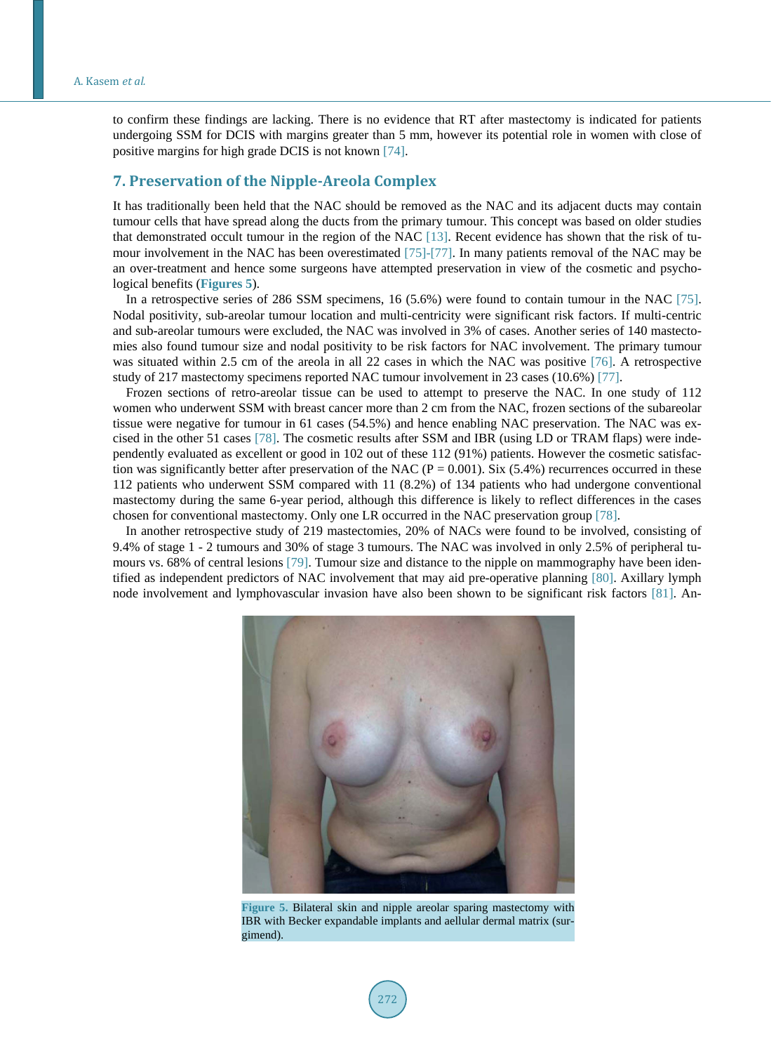to confirm these findings are lacking. There is no evidence that RT after mastectomy is indicated for patients undergoing SSM for DCIS with margins greater than 5 mm, however its potential role in women with close of positive margins for high grade DCIS is not known [74].

## 7. Preservation of the Nipple-Areola Complex

It has traditionally been held that the NAC should be removed as the NAC and its adjacent ducts may contain tumour cells that have spread along the ducts from the primary tumour. This concept was based on older studies that demonstrated occult tumour in the region of the NAC [13]. Recent evidence has shown that the risk of tumour involvement in the NAC has been overestimated [75]-[77]. In many patients removal of the NAC may be an over-treatment and hence some surgeons have attempted preservation in view of the cosmetic and psychological benefits (**Figures 5**).

In a retrospective series of 286 SSM specimens, 16 (5.6%) were found to contain tumour in the NAC [75]. Nodal positivity, sub-areolar tumour location and multi-centricity were significant risk factors. If multi-centric and sub-areolar tumours were excluded, the NAC was involved in 3% of cases. Another series of 140 mastectomies also found tumour size and nodal positivity to be risk factors for NAC involvement. The primary tumour was situated within 2.5 cm of the areola in all 22 cases in which the NAC was positive [76]. A retrospective study of 217 mastectomy specimens reported NAC tumour involvement in 23 cases (10.6%) [77].

Frozen sections of retro-areolar tissue can be used to attempt to preserve the NAC. In one study of 112 women who underwent SSM with breast cancer more than 2 cm from the NAC, frozen sections of the subareolar tissue were negative for tumour in 61 cases (54.5%) and hence enabling NAC preservation. The NAC was excised in the other 51 cases [78]. The cosmetic results after SSM and IBR (using LD or TRAM flaps) were independently evaluated as excellent or good in 102 out of these 112 (91%) patients. However the cosmetic satisfaction was significantly better after preservation of the NAC ($P = 0.001$). Six (5.4%) recurrences occurred in these 112 patients who underwent SSM compared with 11 (8.2%) of 134 patients who had undergone conventional mastectomy during the same 6-year period, although this difference is likely to reflect differences in the cases chosen for conventional mastectomy. Only one LR occurred in the NAC preservation group [78].

In another retrospective study of 219 mastectomies, 20% of NACs were found to be involved, consisting of 9.4% of stage 1 - 2 tumours and 30% of stage 3 tumours. The NAC was involved in only 2.5% of peripheral tumours vs. 68% of central lesions [79]. Tumour size and distance to the nipple on mammography have been identified as independent predictors of NAC involvement that may aid pre-operative planning [80]. Axillary lymph node involvement and lymphovascular invasion have also been shown to be significant risk factors [81]. An-

**Figure 5.** Bilateral skin and nipple areolar sparing mastectomy with IBR with Becker expandable implants and aellular dermal matrix (surgimend).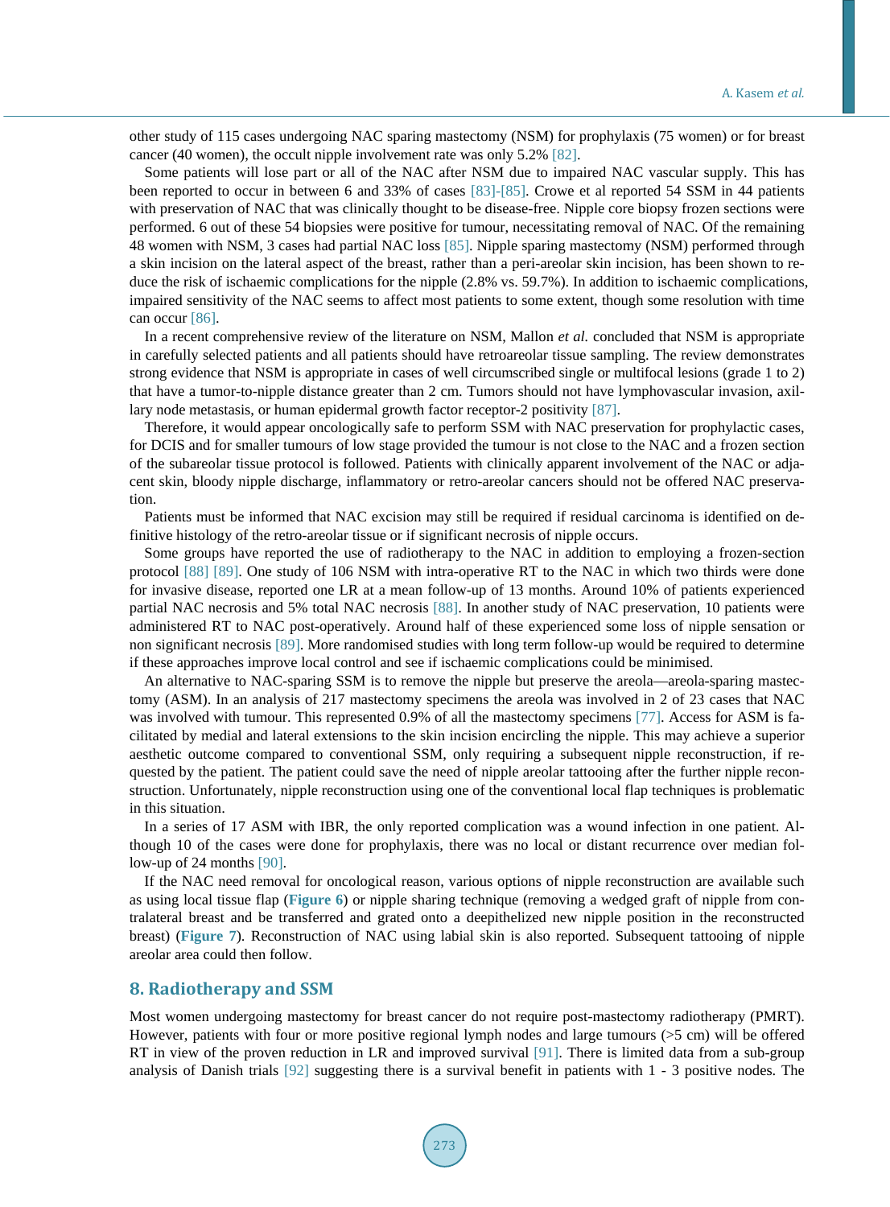other study of 115 cases undergoing NAC sparing mastectomy (NSM) for prophylaxis (75 women) or for breast cancer (40 women), the occult nipple involvement rate was only 5.2% [82].

Some patients will lose part or all of the NAC after NSM due to impaired NAC vascular supply. This has been reported to occur in between 6 and 33% of cases [83]-[85]. Crowe et al reported 54 SSM in 44 patients with preservation of NAC that was clinically thought to be disease-free. Nipple core biopsy frozen sections were performed. 6 out of these 54 biopsies were positive for tumour, necessitating removal of NAC. Of the remaining 48 women with NSM, 3 cases had partial NAC loss [85]. Nipple sparing mastectomy (NSM) performed through a skin incision on the lateral aspect of the breast, rather than a peri-areolar skin incision, has been shown to reduce the risk of ischaemic complications for the nipple (2.8% vs. 59.7%). In addition to ischaemic complications, impaired sensitivity of the NAC seems to affect most patients to some extent, though some resolution with time can occur [86].

In a recent comprehensive review of the literature on NSM, Mallon *et al.* concluded that NSM is appropriate in carefully selected patients and all patients should have retroareolar tissue sampling. The review demonstrates strong evidence that NSM is appropriate in cases of well circumscribed single or multifocal lesions (grade 1 to 2) that have a tumor-to-nipple distance greater than 2 cm. Tumors should not have lymphovascular invasion, axillary node metastasis, or human epidermal growth factor receptor-2 positivity [87].

Therefore, it would appear oncologically safe to perform SSM with NAC preservation for prophylactic cases, for DCIS and for smaller tumours of low stage provided the tumour is not close to the NAC and a frozen section of the subareolar tissue protocol is followed. Patients with clinically apparent involvement of the NAC or adjacent skin, bloody nipple discharge, inflammatory or retro-areolar cancers should not be offered NAC preservation.

Patients must be informed that NAC excision may still be required if residual carcinoma is identified on definitive histology of the retro-areolar tissue or if significant necrosis of nipple occurs.

Some groups have reported the use of radiotherapy to the NAC in addition to employing a frozen-section protocol [88] [89]. One study of 106 NSM with intra-operative RT to the NAC in which two thirds were done for invasive disease, reported one LR at a mean follow-up of 13 months. Around 10% of patients experienced partial NAC necrosis and 5% total NAC necrosis [88]. In another study of NAC preservation, 10 patients were administered RT to NAC post-operatively. Around half of these experienced some loss of nipple sensation or non significant necrosis [89]. More randomised studies with long term follow-up would be required to determine if these approaches improve local control and see if ischaemic complications could be minimised.

An alternative to NAC-sparing SSM is to remove the nipple but preserve the areola—areola-sparing mastectomy (ASM). In an analysis of 217 mastectomy specimens the areola was involved in 2 of 23 cases that NAC was involved with tumour. This represented 0.9% of all the mastectomy specimens [77]. Access for ASM is facilitated by medial and lateral extensions to the skin incision encircling the nipple. This may achieve a superior aesthetic outcome compared to conventional SSM, only requiring a subsequent nipple reconstruction, if requested by the patient. The patient could save the need of nipple areolar tattooing after the further nipple reconstruction. Unfortunately, nipple reconstruction using one of the conventional local flap techniques is problematic in this situation.

In a series of 17 ASM with IBR, the only reported complication was a wound infection in one patient. Although 10 of the cases were done for prophylaxis, there was no local or distant recurrence over median follow-up of 24 months [90].

If the NAC need removal for oncological reason, various options of nipple reconstruction are available such as using local tissue flap (**Figure 6**) or nipple sharing technique (removing a wedged graft of nipple from contralateral breast and be transferred and grated onto a deepithelized new nipple position in the reconstructed breast) (**Figure 7**). Reconstruction of NAC using labial skin is also reported. Subsequent tattooing of nipple areolar area could then follow.

## 8. Radiotherapy and SSM

Most women undergoing mastectomy for breast cancer do not require post-mastectomy radiotherapy (PMRT). However, patients with four or more positive regional lymph nodes and large tumours (>5 cm) will be offered RT in view of the proven reduction in LR and improved survival [91]. There is limited data from a sub-group analysis of Danish trials [92] suggesting there is a survival benefit in patients with 1 - 3 positive nodes. The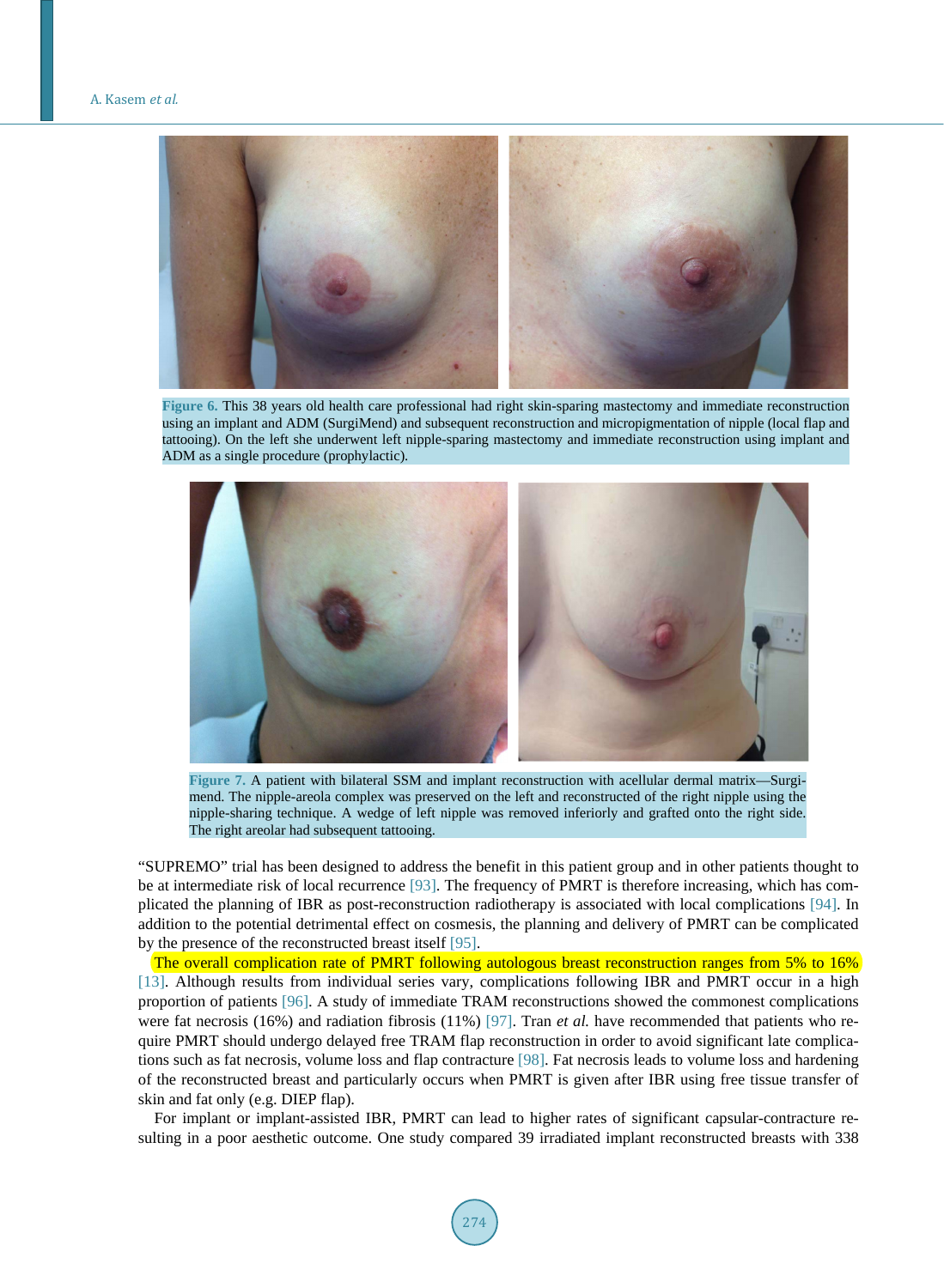Figure 6. This 38 years old health care professional had right skin-sparing mastectomy and immediate reconstruction using an implant and ADM (SurgiMend) and subsequent reconstruction and micropigmentation of nipple (local flap and tattooing). On the left she underwent left nipple-sparing mastectomy and immediate reconstruction using implant and ADM as a single procedure (prophylactic).

Figure 7. A patient with bilateral SSM and implant reconstruction with acellular dermal matrix—Surgimend. The nipple-areola complex was preserved on the left and reconstructed of the right nipple using the nipple-sharing technique. A wedge of left nipple was removed inferiorly and grafted onto the right side. The right areolar had subsequent tattooing.

"SUPREMO" trial has been designed to address the benefit in this patient group and in other patients thought to be at intermediate risk of local recurrence [93]. The frequency of PMRT is therefore increasing, which has complicated the planning of IBR as post-reconstruction radiotherapy is associated with local complications [94]. In addition to the potential detrimental effect on cosmesis, the planning and delivery of PMRT can be complicated by the presence of the reconstructed breast itself [95].

The overall complication rate of PMRT following autologous breast reconstruction ranges from 5% to 16% [13]. Although results from individual series vary, complications following IBR and PMRT occur in a high proportion of patients [96]. A study of immediate TRAM reconstructions showed the commonest complications were fat necrosis (16%) and radiation fibrosis (11%) [97]. Tran *et al.* have recommended that patients who require PMRT should undergo delayed free TRAM flap reconstruction in order to avoid significant late complications such as fat necrosis, volume loss and flap contracture [98]. Fat necrosis leads to volume loss and hardening of the reconstructed breast and particularly occurs when PMRT is given after IBR using free tissue transfer of skin and fat only (e.g. DIEP flap).

For implant or implant-assisted IBR, PMRT can lead to higher rates of significant capsular-contracture resulting in a poor aesthetic outcome. One study compared 39 irradiated implant reconstructed breasts with 338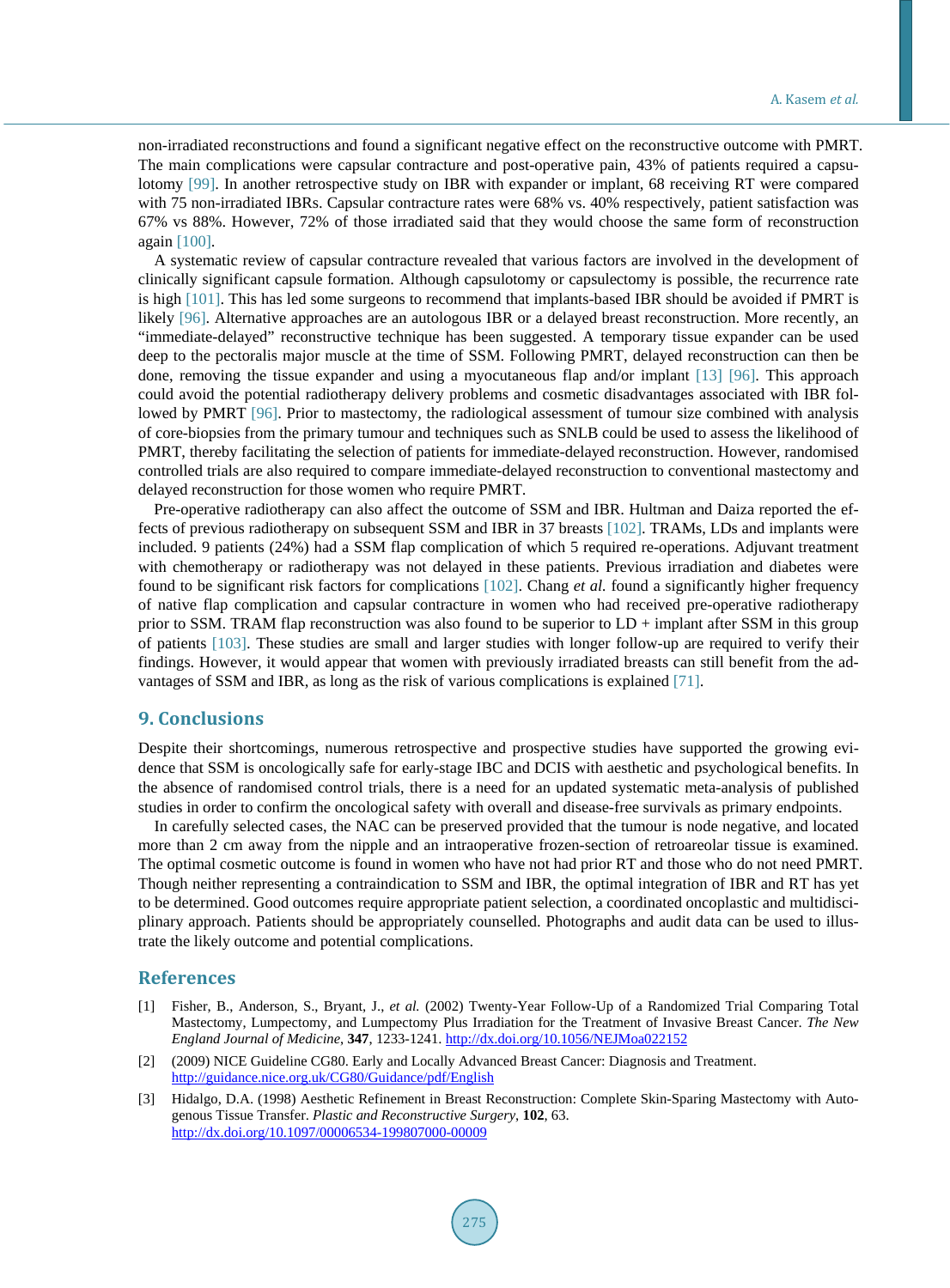non-irradiated reconstructions and found a significant negative effect on the reconstructive outcome with PMRT. The main complications were capsular contracture and post-operative pain, 43% of patients required a capsulotomy [99]. In another retrospective study on IBR with expander or implant, 68 receiving RT were compared with 75 non-irradiated IBRs. Capsular contracture rates were 68% vs. 40% respectively, patient satisfaction was 67% vs 88%. However, 72% of those irradiated said that they would choose the same form of reconstruction again [100].

A systematic review of capsular contracture revealed that various factors are involved in the development of clinically significant capsule formation. Although capsulotomy or capsulectomy is possible, the recurrence rate is high [101]. This has led some surgeons to recommend that implants-based IBR should be avoided if PMRT is likely [96]. Alternative approaches are an autologous IBR or a delayed breast reconstruction. More recently, an "immediate-delayed" reconstructive technique has been suggested. A temporary tissue expander can be used deep to the pectoralis major muscle at the time of SSM. Following PMRT, delayed reconstruction can then be done, removing the tissue expander and using a myocutaneous flap and/or implant [13] [96]. This approach could avoid the potential radiotherapy delivery problems and cosmetic disadvantages associated with IBR followed by PMRT [96]. Prior to mastectomy, the radiological assessment of tumour size combined with analysis of core-biopsies from the primary tumour and techniques such as SNLB could be used to assess the likelihood of PMRT, thereby facilitating the selection of patients for immediate-delayed reconstruction. However, randomised controlled trials are also required to compare immediate-delayed reconstruction to conventional mastectomy and delayed reconstruction for those women who require PMRT.

Pre-operative radiotherapy can also affect the outcome of SSM and IBR. Hultman and Daiza reported the effects of previous radiotherapy on subsequent SSM and IBR in 37 breasts [102]. TRAMs, LDs and implants were included. 9 patients (24%) had a SSM flap complication of which 5 required re-operations. Adjuvant treatment with chemotherapy or radiotherapy was not delayed in these patients. Previous irradiation and diabetes were found to be significant risk factors for complications [102]. Chang *et al.* found a significantly higher frequency of native flap complication and capsular contracture in women who had received pre-operative radiotherapy prior to SSM. TRAM flap reconstruction was also found to be superior to LD + implant after SSM in this group of patients [103]. These studies are small and larger studies with longer follow-up are required to verify their findings. However, it would appear that women with previously irradiated breasts can still benefit from the advantages of SSM and IBR, as long as the risk of various complications is explained [71].

## 9. Conclusions

Despite their shortcomings, numerous retrospective and prospective studies have supported the growing evidence that SSM is oncologically safe for early-stage IBC and DCIS with aesthetic and psychological benefits. In the absence of randomised control trials, there is a need for an updated systematic meta-analysis of published studies in order to confirm the oncological safety with overall and disease-free survivals as primary endpoints.

In carefully selected cases, the NAC can be preserved provided that the tumour is node negative, and located more than 2 cm away from the nipple and an intraoperative frozen-section of retroareolar tissue is examined. The optimal cosmetic outcome is found in women who have not had prior RT and those who do not need PMRT. Though neither representing a contraindication to SSM and IBR, the optimal integration of IBR and RT has yet to be determined. Good outcomes require appropriate patient selection, a coordinated oncoplastic and multidisciplinary approach. Patients should be appropriately counselled. Photographs and audit data can be used to illustrate the likely outcome and potential complications.

## References

[1] Fisher, B., Anderson, S., Bryant, J., *et al.* (2002) Twenty-Year Follow-Up of a Randomized Trial Comparing Total Mastectomy, Lumpectomy, and Lumpectomy Plus Irradiation for the Treatment of Invasive Breast Cancer. *The New England Journal of Medicine*, **347**, 1233-1241. http://dx.doi.org/10.1056/NEJMoa022152

[2] (2009) NICE Guideline CG80. Early and Locally Advanced Breast Cancer: Diagnosis and Treatment. http://guidance.nice.org.uk/CG80/Guidance/pdf/English

[3] Hidalgo, D.A. (1998) Aesthetic Refinement in Breast Reconstruction: Complete Skin-Sparing Mastectomy with Autogenous Tissue Transfer. *Plastic and Reconstructive Surgery*, **102**, 63. http://dx.doi.org/10.1097/00006534-199807000-00009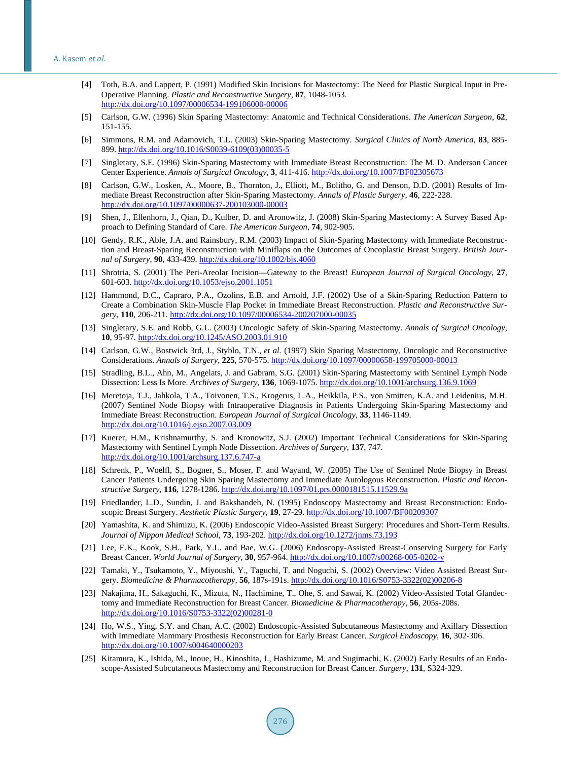[4] Toth, B.A. and Lappert, P. (1991) Modified Skin Incisions for Mastectomy: The Need for Plastic Surgical Input in Pre-Operative Planning. *Plastic and Reconstructive Surgery*, **87**, 1048-1053. http://dx.doi.org/10.1097/00006534-199106000-00006

[5] Carlson, G.W. (1996) Skin Sparing Mastectomy: Anatomic and Technical Considerations. *The American Surgeon*, **62**, 151-155.

[6] Simmons, R.M. and Adamovich, T.L. (2003) Skin-Sparing Mastectomy. *Surgical Clinics of North America*, **83**, 885-899. http://dx.doi.org/10.1016/S0039-6109(03)00035-5

[7] Singletary, S.E. (1996) Skin-Sparing Mastectomy with Immediate Breast Reconstruction: The M. D. Anderson Cancer Center Experience. *Annals of Surgical Oncology*, **3**, 411-416. http://dx.doi.org/10.1007/BF02305673

[8] Carlson, G.W., Losken, A., Moore, B., Thornton, J., Elliott, M., Bolitho, G. and Denson, D.D. (2001) Results of Immediate Breast Reconstruction after Skin-Sparing Mastectomy. *Annals of Plastic Surgery*, **46**, 222-228. http://dx.doi.org/10.1097/00000637-200103000-00003

[9] Shen, J., Ellenhorn, J., Qian, D., Kulber, D. and Aronowitz, J. (2008) Skin-Sparing Mastectomy: A Survey Based Approach to Defining Standard of Care. *The American Surgeon*, **74**, 902-905.

[10] Gendy, R.K., Able, J.A. and Rainsbury, R.M. (2003) Impact of Skin-Sparing Mastectomy with Immediate Reconstruction and Breast-Sparing Reconstruction with Miniflaps on the Outcomes of Oncoplastic Breast Surgery. *British Journal of Surgery*, **90**, 433-439. http://dx.doi.org/10.1002/bjs.4060

[11] Shrotria, S. (2001) The Peri-Areolar Incision—Gateway to the Breast! *European Journal of Surgical Oncology*, **27**, 601-603. http://dx.doi.org/10.1053/ejso.2001.1051

[12] Hammond, D.C., Capraro, P.A., Ozolins, E.B. and Arnold, J.F. (2002) Use of a Skin-Sparing Reduction Pattern to Create a Combination Skin-Muscle Flap Pocket in Immediate Breast Reconstruction. *Plastic and Reconstructive Surgery*, **110**, 206-211. http://dx.doi.org/10.1097/00006534-200207000-00035

[13] Singletary, S.E. and Robb, G.L. (2003) Oncologic Safety of Skin-Sparing Mastectomy. *Annals of Surgical Oncology*, **10**, 95-97. http://dx.doi.org/10.1245/ASO.2003.01.910

[14] Carlson, G.W., Bostwick 3rd, J., Styblo, T.N., *et al.* (1997) Skin Sparing Mastectomy, Oncologic and Reconstructive Considerations. *Annals of Surgery*, **225**, 570-575. http://dx.doi.org/10.1097/00000658-199705000-00013

[15] Stradling, B.L., Ahn, M., Angelats, J. and Gabram, S.G. (2001) Skin-Sparing Mastectomy with Sentinel Lymph Node Dissection: Less Is More. *Archives of Surgery*, **136**, 1069-1075. http://dx.doi.org/10.1001/archsurg.136.9.1069

[16] Meretoja, T.J., Jahkola, T.A., Toivonen, T.S., Krogerus, L.A., Heikkila, P.S., von Smitten, K.A. and Leidenius, M.H. (2007) Sentinel Node Biopsy with Intraoperative Diagnosis in Patients Undergoing Skin-Sparing Mastectomy and Immediate Breast Reconstruction. *European Journal of Surgical Oncology*, **33**, 1146-1149. http://dx.doi.org/10.1016/j.ejso.2007.03.009

[17] Kuerer, H.M., Krishnamurthy, S. and Kronowitz, S.J. (2002) Important Technical Considerations for Skin-Sparing Mastectomy with Sentinel Lymph Node Dissection. *Archives of Surgery*, **137**, 747. http://dx.doi.org/10.1001/archsurg.137.6.747-a

[18] Schrenk, P., Woelfl, S., Bogner, S., Moser, F. and Wayand, W. (2005) The Use of Sentinel Node Biopsy in Breast Cancer Patients Undergoing Skin Sparing Mastectomy and Immediate Autologous Reconstruction. *Plastic and Reconstructive Surgery*, **116**, 1278-1286. http://dx.doi.org/10.1097/01.prs.0000181515.11529.9a

[19] Friedlander, L.D., Sundin, J. and Bakshandeh, N. (1995) Endoscopy Mastectomy and Breast Reconstruction: Endoscopic Breast Surgery. *Aesthetic Plastic Surgery*, **19**, 27-29. http://dx.doi.org/10.1007/BF00209307

[20] Yamashita, K. and Shimizu, K. (2006) Endoscopic Video-Assisted Breast Surgery: Procedures and Short-Term Results. *Journal of Nippon Medical School*, **73**, 193-202. http://dx.doi.org/10.1272/jnms.73.193

[21] Lee, E.K., Kook, S.H., Park, Y.L. and Bae, W.G. (2006) Endoscopy-Assisted Breast-Conserving Surgery for Early Breast Cancer. *World Journal of Surgery*, **30**, 957-964. http://dx.doi.org/10.1007/s00268-005-0202-y

[22] Tamaki, Y., Tsukamoto, Y., Miyoushi, Y., Taguchi, T. and Noguchi, S. (2002) Overview: Video Assisted Breast Surgery. *Biomedicine & Pharmacotherapy*, **56**, 187s-191s. http://dx.doi.org/10.1016/S0753-3322(02)00206-8

[23] Nakajima, H., Sakaguchi, K., Mizuta, N., Hachimine, T., Ohe, S. and Sawai, K. (2002) Video-Assisted Total Glandectomy and Immediate Reconstruction for Breast Cancer. *Biomedicine & Pharmacotherapy*, **56**, 205s-208s. http://dx.doi.org/10.1016/S0753-3322(02)00281-0

[24] Ho, W.S., Ying, S.Y. and Chan, A.C. (2002) Endoscopic-Assisted Subcutaneous Mastectomy and Axillary Dissection with Immediate Mammary Prosthesis Reconstruction for Early Breast Cancer. *Surgical Endoscopy*, **16**, 302-306. http://dx.doi.org/10.1007/s004640000203

[25] Kitamura, K., Ishida, M., Inoue, H., Kinoshita, J., Hashizume, M. and Sugimachi, K. (2002) Early Results of an Endoscope-Assisted Subcutaneous Mastectomy and Reconstruction for Breast Cancer. *Surgery*, **131**, S324-329.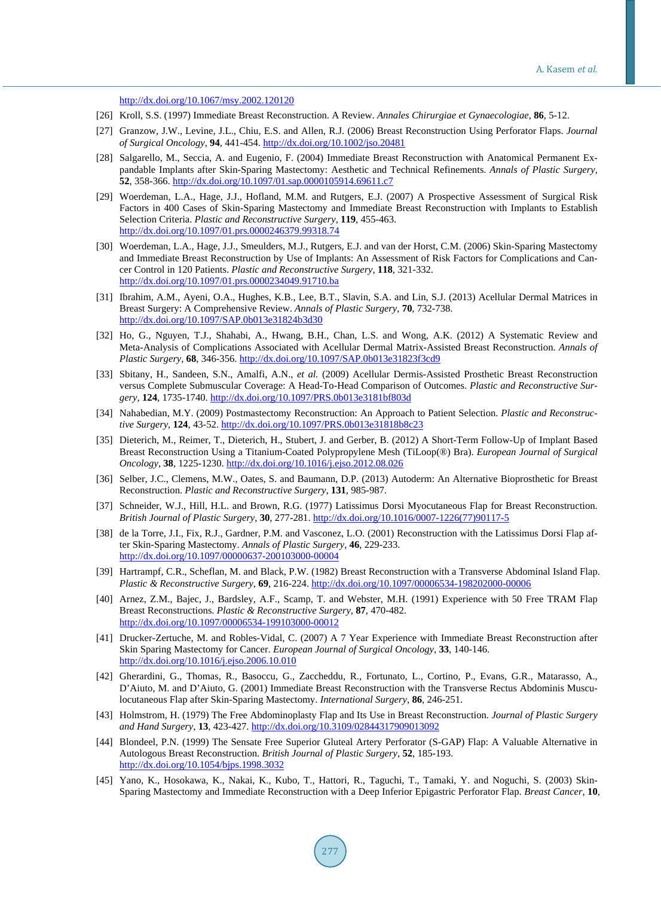http://dx.doi.org/10.1067/msy.2002.120120

[26] Kroll, S.S. (1997) Immediate Breast Reconstruction. A Review. *Annales Chirurgiae et Gynaecologiae*, **86**, 5-12.

[27] Granzow, J.W., Levine, J.L., Chiu, E.S. and Allen, R.J. (2006) Breast Reconstruction Using Perforator Flaps. *Journal of Surgical Oncology*, **94**, 441-454. http://dx.doi.org/10.1002/jso.20481

[28] Salgarello, M., Seccia, A. and Eugenio, F. (2004) Immediate Breast Reconstruction with Anatomical Permanent Expandable Implants after Skin-Sparing Mastectomy: Aesthetic and Technical Refinements. *Annals of Plastic Surgery*, **52**, 358-366. http://dx.doi.org/10.1097/01.sap.0000105914.69611.c7

[29] Woerdeman, L.A., Hage, J.J., Hofland, M.M. and Rutgers, E.J. (2007) A Prospective Assessment of Surgical Risk Factors in 400 Cases of Skin-Sparing Mastectomy and Immediate Breast Reconstruction with Implants to Establish Selection Criteria. *Plastic and Reconstructive Surgery*, **119**, 455-463. http://dx.doi.org/10.1097/01.prs.0000246379.99318.74

[30] Woerdeman, L.A., Hage, J.J., Smeulders, M.J., Rutgers, E.J. and van der Horst, C.M. (2006) Skin-Sparing Mastectomy and Immediate Breast Reconstruction by Use of Implants: An Assessment of Risk Factors for Complications and Cancer Control in 120 Patients. *Plastic and Reconstructive Surgery*, **118**, 321-332. http://dx.doi.org/10.1097/01.prs.0000234049.91710.ba

[31] Ibrahim, A.M., Ayeni, O.A., Hughes, K.B., Lee, B.T., Slavin, S.A. and Lin, S.J. (2013) Acellular Dermal Matrices in Breast Surgery: A Comprehensive Review. *Annals of Plastic Surgery*, **70**, 732-738. http://dx.doi.org/10.1097/SAP.0b013e31824b3d30

[32] Ho, G., Nguyen, T.J., Shahabi, A., Hwang, B.H., Chan, L.S. and Wong, A.K. (2012) A Systematic Review and Meta-Analysis of Complications Associated with Acellular Dermal Matrix-Assisted Breast Reconstruction. *Annals of Plastic Surgery*, **68**, 346-356. http://dx.doi.org/10.1097/SAP.0b013e31823f3cd9

[33] Sbitany, H., Sandeen, S.N., Amalfi, A.N., *et al.* (2009) Acellular Dermis-Assisted Prosthetic Breast Reconstruction versus Complete Submuscular Coverage: A Head-To-Head Comparison of Outcomes. *Plastic and Reconstructive Surgery*, **124**, 1735-1740. http://dx.doi.org/10.1097/PRS.0b013e3181bf803d

[34] Nahabedian, M.Y. (2009) Postmastectomy Reconstruction: An Approach to Patient Selection. *Plastic and Reconstructive Surgery*, **124**, 43-52. http://dx.doi.org/10.1097/PRS.0b013e31818b8c23

[35] Dieterich, M., Reimer, T., Dieterich, H., Stubert, J. and Gerber, B. (2012) A Short-Term Follow-Up of Implant Based Breast Reconstruction Using a Titanium-Coated Polypropylene Mesh (TiLoop(®) Bra). *European Journal of Surgical Oncology*, **38**, 1225-1230. http://dx.doi.org/10.1016/j.ejso.2012.08.026

[36] Selber, J.C., Clemens, M.W., Oates, S. and Baumann, D.P. (2013) Autoderm: An Alternative Bioprosthetic for Breast Reconstruction. *Plastic and Reconstructive Surgery*, **131**, 985-987.

[37] Schneider, W.J., Hill, H.L. and Brown, R.G. (1977) Latissimus Dorsi Myocutaneous Flap for Breast Reconstruction. *British Journal of Plastic Surgery*, **30**, 277-281. http://dx.doi.org/10.1016/0007-1226(77)90117-5

[38] de la Torre, J.I., Fix, R.J., Gardner, P.M. and Vasconez, L.O. (2001) Reconstruction with the Latissimus Dorsi Flap after Skin-Sparing Mastectomy. *Annals of Plastic Surgery*, **46**, 229-233. http://dx.doi.org/10.1097/00000637-200103000-00004

[39] Hartrampf, C.R., Scheflan, M. and Black, P.W. (1982) Breast Reconstruction with a Transverse Abdominal Island Flap. *Plastic & Reconstructive Surgery*, **69**, 216-224. http://dx.doi.org/10.1097/00006534-198202000-00006

[40] Arnez, Z.M., Bajec, J., Bardsley, A.F., Scamp, T. and Webster, M.H. (1991) Experience with 50 Free TRAM Flap Breast Reconstructions. *Plastic & Reconstructive Surgery*, **87**, 470-482. http://dx.doi.org/10.1097/00006534-199103000-00012

[41] Drucker-Zertuche, M. and Robles-Vidal, C. (2007) A 7 Year Experience with Immediate Breast Reconstruction after Skin Sparing Mastectomy for Cancer. *European Journal of Surgical Oncology*, **33**, 140-146. http://dx.doi.org/10.1016/j.ejso.2006.10.010

[42] Gherardini, G., Thomas, R., Basoccu, G., Zaccheddu, R., Fortunato, L., Cortino, P., Evans, G.R., Matarasso, A., D'Aiuto, M. and D'Aiuto, G. (2001) Immediate Breast Reconstruction with the Transverse Rectus Abdominis Musculocutaneous Flap after Skin-Sparing Mastectomy. *International Surgery*, **86**, 246-251.

[43] Holmstrom, H. (1979) The Free Abdominoplasty Flap and Its Use in Breast Reconstruction. *Journal of Plastic Surgery and Hand Surgery*, **13**, 423-427. http://dx.doi.org/10.3109/02844317909013092

[44] Blondeel, P.N. (1999) The Sensate Free Superior Gluteal Artery Perforator (S-GAP) Flap: A Valuable Alternative in Autologous Breast Reconstruction. *British Journal of Plastic Surgery*, **52**, 185-193. http://dx.doi.org/10.1054/bjps.1998.3032

[45] Yano, K., Hosokawa, K., Nakai, K., Kubo, T., Hattori, R., Taguchi, T., Tamaki, Y. and Noguchi, S. (2003) Skin-Sparing Mastectomy and Immediate Reconstruction with a Deep Inferior Epigastric Perforator Flap. *Breast Cancer*, **10**,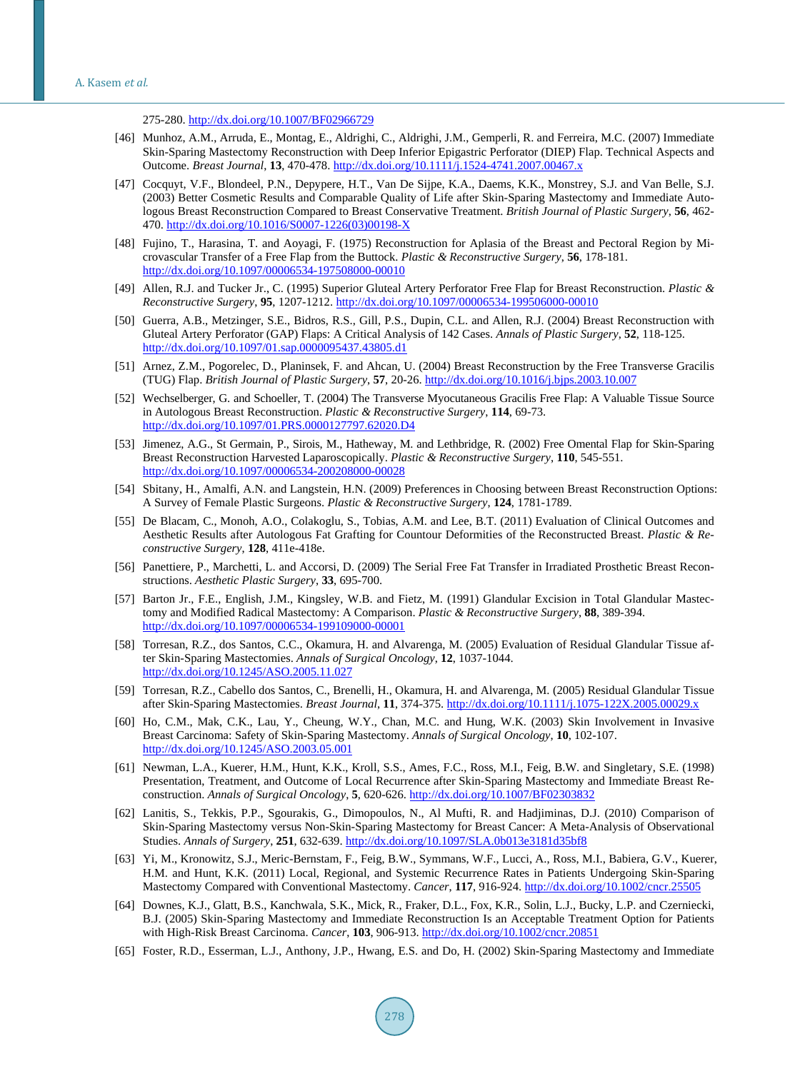275-280. http://dx.doi.org/10.1007/BF02966729

[46] Munhoz, A.M., Arruda, E., Montag, E., Aldrighi, C., Aldrighi, J.M., Gemperli, R. and Ferreira, M.C. (2007) Immediate Skin-Sparing Mastectomy Reconstruction with Deep Inferior Epigastric Perforator (DIEP) Flap. Technical Aspects and Outcome. *Breast Journal*, **13**, 470-478. http://dx.doi.org/10.1111/j.1524-4741.2007.00467.x

[47] Cocquyt, V.F., Blondeel, P.N., Depypere, H.T., Van De Sijpe, K.A., Daems, K.K., Monstrey, S.J. and Van Belle, S.J. (2003) Better Cosmetic Results and Comparable Quality of Life after Skin-Sparing Mastectomy and Immediate Autologous Breast Reconstruction Compared to Breast Conservative Treatment. *British Journal of Plastic Surgery*, **56**, 462-470. http://dx.doi.org/10.1016/S0007-1226(03)00198-X

[48] Fujino, T., Harasina, T. and Aoyagi, F. (1975) Reconstruction for Aplasia of the Breast and Pectoral Region by Microvascular Transfer of a Free Flap from the Buttock. *Plastic & Reconstructive Surgery*, **56**, 178-181. http://dx.doi.org/10.1097/00006534-197508000-00010

[49] Allen, R.J. and Tucker Jr., C. (1995) Superior Gluteal Artery Perforator Free Flap for Breast Reconstruction. *Plastic & Reconstructive Surgery*, **95**, 1207-1212. http://dx.doi.org/10.1097/00006534-199506000-00010

[50] Guerra, A.B., Metzinger, S.E., Bidros, R.S., Gill, P.S., Dupin, C.L. and Allen, R.J. (2004) Breast Reconstruction with Gluteal Artery Perforator (GAP) Flaps: A Critical Analysis of 142 Cases. *Annals of Plastic Surgery*, **52**, 118-125. http://dx.doi.org/10.1097/01.sap.0000095437.43805.d1

[51] Arnez, Z.M., Pogorelec, D., Planinsek, F. and Ahcan, U. (2004) Breast Reconstruction by the Free Transverse Gracilis (TUG) Flap. *British Journal of Plastic Surgery*, **57**, 20-26. http://dx.doi.org/10.1016/j.bjps.2003.10.007

[52] Wechselberger, G. and Schoeller, T. (2004) The Transverse Myocutaneous Gracilis Free Flap: A Valuable Tissue Source in Autologous Breast Reconstruction. *Plastic & Reconstructive Surgery*, **114**, 69-73. http://dx.doi.org/10.1097/01.PRS.0000127797.62020.D4

[53] Jimenez, A.G., St Germain, P., Sirois, M., Hatheway, M. and Lethbridge, R. (2002) Free Omental Flap for Skin-Sparing Breast Reconstruction Harvested Laparoscopically. *Plastic & Reconstructive Surgery*, **110**, 545-551. http://dx.doi.org/10.1097/00006534-200208000-00028

[54] Sbitany, H., Amalfi, A.N. and Langstein, H.N. (2009) Preferences in Choosing between Breast Reconstruction Options: A Survey of Female Plastic Surgeons. *Plastic & Reconstructive Surgery*, **124**, 1781-1789.

[55] De Blacam, C., Monoh, A.O., Colakoglu, S., Tobias, A.M. and Lee, B.T. (2011) Evaluation of Clinical Outcomes and Aesthetic Results after Autologous Fat Grafting for Countour Deformities of the Reconstructed Breast. *Plastic & Reconstructive Surgery*, **128**, 411e-418e.

[56] Panettiere, P., Marchetti, L. and Accorsi, D. (2009) The Serial Free Fat Transfer in Irradiated Prosthetic Breast Reconstructions. *Aesthetic Plastic Surgery*, **33**, 695-700.

[57] Barton Jr., F.E., English, J.M., Kingsley, W.B. and Fietz, M. (1991) Glandular Excision in Total Glandular Mastectomy and Modified Radical Mastectomy: A Comparison. *Plastic & Reconstructive Surgery*, **88**, 389-394. http://dx.doi.org/10.1097/00006534-199109000-00001

[58] Torresan, R.Z., dos Santos, C.C., Okamura, H. and Alvarenga, M. (2005) Evaluation of Residual Glandular Tissue after Skin-Sparing Mastectomies. *Annals of Surgical Oncology*, **12**, 1037-1044. http://dx.doi.org/10.1245/ASO.2005.11.027

[59] Torresan, R.Z., Cabello dos Santos, C., Brenelli, H., Okamura, H. and Alvarenga, M. (2005) Residual Glandular Tissue after Skin-Sparing Mastectomies. *Breast Journal*, **11**, 374-375. http://dx.doi.org/10.1111/j.1075-122X.2005.00029.x

[60] Ho, C.M., Mak, C.K., Lau, Y., Cheung, W.Y., Chan, M.C. and Hung, W.K. (2003) Skin Involvement in Invasive Breast Carcinoma: Safety of Skin-Sparing Mastectomy. *Annals of Surgical Oncology*, **10**, 102-107. http://dx.doi.org/10.1245/ASO.2003.05.001

[61] Newman, L.A., Kuerer, H.M., Hunt, K.K., Kroll, S.S., Ames, F.C., Ross, M.I., Feig, B.W. and Singletary, S.E. (1998) Presentation, Treatment, and Outcome of Local Recurrence after Skin-Sparing Mastectomy and Immediate Breast Reconstruction. *Annals of Surgical Oncology*, **5**, 620-626. http://dx.doi.org/10.1007/BF02303832

[62] Lanitis, S., Tekkis, P.P., Sgourakis, G., Dimopoulos, N., Al Mufti, R. and Hadjiminas, D.J. (2010) Comparison of Skin-Sparing Mastectomy versus Non-Skin-Sparing Mastectomy for Breast Cancer: A Meta-Analysis of Observational Studies. *Annals of Surgery*, **251**, 632-639. http://dx.doi.org/10.1097/SLA.0b013e3181d35bf8

[63] Yi, M., Kronowitz, S.J., Meric-Bernstam, F., Feig, B.W., Symmans, W.F., Lucci, A., Ross, M.I., Babiera, G.V., Kuerer, H.M. and Hunt, K.K. (2011) Local, Regional, and Systemic Recurrence Rates in Patients Undergoing Skin-Sparing Mastectomy Compared with Conventional Mastectomy. *Cancer*, **117**, 916-924. http://dx.doi.org/10.1002/cncr.25505

[64] Downes, K.J., Glatt, B.S., Kanchwala, S.K., Mick, R., Fraker, D.L., Fox, K.R., Solin, L.J., Bucky, L.P. and Czerniecki, B.J. (2005) Skin-Sparing Mastectomy and Immediate Reconstruction Is an Acceptable Treatment Option for Patients with High-Risk Breast Carcinoma. *Cancer*, **103**, 906-913. http://dx.doi.org/10.1002/cncr.20851

[65] Foster, R.D., Esserman, L.J., Anthony, J.P., Hwang, E.S. and Do, H. (2002) Skin-Sparing Mastectomy and Immediate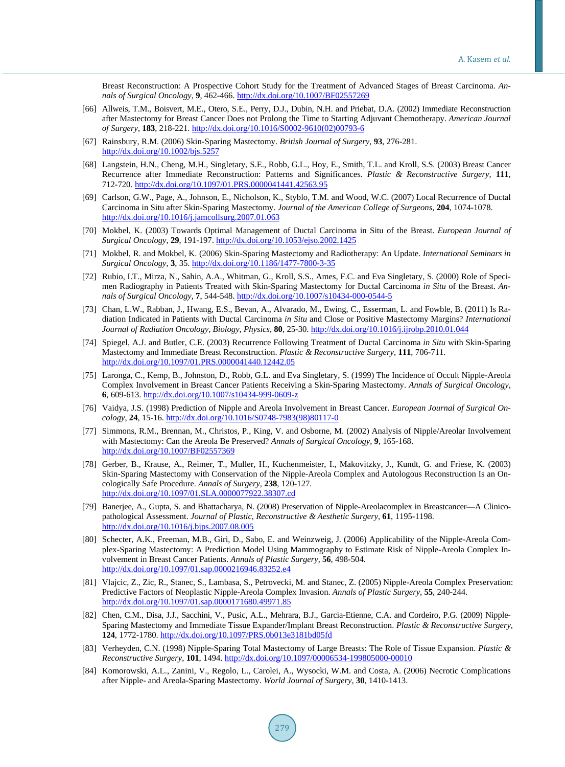Breast Reconstruction: A Prospective Cohort Study for the Treatment of Advanced Stages of Breast Carcinoma. *Annals of Surgical Oncology*, **9**, 462-466. http://dx.doi.org/10.1007/BF02557269

[66] Allweis, T.M., Boisvert, M.E., Otero, S.E., Perry, D.J., Dubin, N.H. and Priebat, D.A. (2002) Immediate Reconstruction after Mastectomy for Breast Cancer Does not Prolong the Time to Starting Adjuvant Chemotherapy. *American Journal of Surgery*, **183**, 218-221. http://dx.doi.org/10.1016/S0002-9610(02)00793-6

[67] Rainsbury, R.M. (2006) Skin-Sparing Mastectomy. *British Journal of Surgery*, **93**, 276-281. http://dx.doi.org/10.1002/bjs.5257

[68] Langstein, H.N., Cheng, M.H., Singletary, S.E., Robb, G.L., Hoy, E., Smith, T.L. and Kroll, S.S. (2003) Breast Cancer Recurrence after Immediate Reconstruction: Patterns and Significances. *Plastic & Reconstructive Surgery*, **111**, 712-720. http://dx.doi.org/10.1097/01.PRS.0000041441.42563.95

[69] Carlson, G.W., Page, A., Johnson, E., Nicholson, K., Styblo, T.M. and Wood, W.C. (2007) Local Recurrence of Ductal Carcinoma in Situ after Skin-Sparing Mastectomy. *Journal of the American College of Surgeons*, **204**, 1074-1078. http://dx.doi.org/10.1016/j.jamcollsurg.2007.01.063

[70] Mokbel, K. (2003) Towards Optimal Management of Ductal Carcinoma in Situ of the Breast. *European Journal of Surgical Oncology*, **29**, 191-197. http://dx.doi.org/10.1053/ejso.2002.1425

[71] Mokbel, R. and Mokbel, K. (2006) Skin-Sparing Mastectomy and Radiotherapy: An Update. *International Seminars in Surgical Oncology*, **3**, 35. http://dx.doi.org/10.1186/1477-7800-3-35

[72] Rubio, I.T., Mirza, N., Sahin, A.A., Whitman, G., Kroll, S.S., Ames, F.C. and Eva Singletary, S. (2000) Role of Specimen Radiography in Patients Treated with Skin-Sparing Mastectomy for Ductal Carcinoma *in Situ* of the Breast. *Annals of Surgical Oncology*, **7**, 544-548. http://dx.doi.org/10.1007/s10434-000-0544-5

[73] Chan, L.W., Rabban, J., Hwang, E.S., Bevan, A., Alvarado, M., Ewing, C., Esserman, L. and Fowble, B. (2011) Is Radiation Indicated in Patients with Ductal Carcinoma *in Situ* and Close or Positive Mastectomy Margins? *International Journal of Radiation Oncology, Biology, Physics*, **80**, 25-30. http://dx.doi.org/10.1016/j.ijrobp.2010.01.044

[74] Spiegel, A.J. and Butler, C.E. (2003) Recurrence Following Treatment of Ductal Carcinoma *in Situ* with Skin-Sparing Mastectomy and Immediate Breast Reconstruction. *Plastic & Reconstructive Surgery*, **111**, 706-711. http://dx.doi.org/10.1097/01.PRS.0000041440.12442.05

[75] Laronga, C., Kemp, B., Johnston, D., Robb, G.L. and Eva Singletary, S. (1999) The Incidence of Occult Nipple-Areola Complex Involvement in Breast Cancer Patients Receiving a Skin-Sparing Mastectomy. *Annals of Surgical Oncology*, **6**, 609-613. http://dx.doi.org/10.1007/s10434-999-0609-z

[76] Vaidya, J.S. (1998) Prediction of Nipple and Areola Involvement in Breast Cancer. *European Journal of Surgical Oncology*, **24**, 15-16. http://dx.doi.org/10.1016/S0748-7983(98)80117-0

[77] Simmons, R.M., Brennan, M., Christos, P., King, V. and Osborne, M. (2002) Analysis of Nipple/Areolar Involvement with Mastectomy: Can the Areola Be Preserved? *Annals of Surgical Oncology*, **9**, 165-168. http://dx.doi.org/10.1007/BF02557369

[78] Gerber, B., Krause, A., Reimer, T., Muller, H., Kuchenmeister, I., Makovitzky, J., Kundt, G. and Friese, K. (2003) Skin-Sparing Mastectomy with Conservation of the Nipple-Areola Complex and Autologous Reconstruction Is an Oncologically Safe Procedure. *Annals of Surgery*, **238**, 120-127. http://dx.doi.org/10.1097/01.SLA.0000077922.38307.cd

[79] Banerjee, A., Gupta, S. and Bhattacharya, N. (2008) Preservation of Nipple-Areolacomplex in Breastcancer—A Clinicopathological Assessment. *Journal of Plastic, Reconstructive & Aesthetic Surgery*, **61**, 1195-1198. http://dx.doi.org/10.1016/j.bjps.2007.08.005

[80] Schecter, A.K., Freeman, M.B., Giri, D., Sabo, E. and Weinzweig, J. (2006) Applicability of the Nipple-Areola Complex-Sparing Mastectomy: A Prediction Model Using Mammography to Estimate Risk of Nipple-Areola Complex Involvement in Breast Cancer Patients. *Annals of Plastic Surgery*, **56**, 498-504. http://dx.doi.org/10.1097/01.sap.0000216946.83252.e4

[81] Vlajcic, Z., Zic, R., Stanec, S., Lambasa, S., Petrovecki, M. and Stanec, Z. (2005) Nipple-Areola Complex Preservation: Predictive Factors of Neoplastic Nipple-Areola Complex Invasion. *Annals of Plastic Surgery*, **55**, 240-244. http://dx.doi.org/10.1097/01.sap.0000171680.49971.85

[82] Chen, C.M., Disa, J.J., Sacchini, V., Pusic, A.L., Mehrara, B.J., Garcia-Etienne, C.A. and Cordeiro, P.G. (2009) Nipple-Sparing Mastectomy and Immediate Tissue Expander/Implant Breast Reconstruction. *Plastic & Reconstructive Surgery*, **124**, 1772-1780. http://dx.doi.org/10.1097/PRS.0b013e3181bd05fd

[83] Verheyden, C.N. (1998) Nipple-Sparing Total Mastectomy of Large Breasts: The Role of Tissue Expansion. *Plastic & Reconstructive Surgery*, **101**, 1494. http://dx.doi.org/10.1097/00006534-199805000-00010

[84] Komorowski, A.L., Zanini, V., Regolo, L., Carolei, A., Wysocki, W.M. and Costa, A. (2006) Necrotic Complications after Nipple- and Areola-Sparing Mastectomy. *World Journal of Surgery*, **30**, 1410-1413.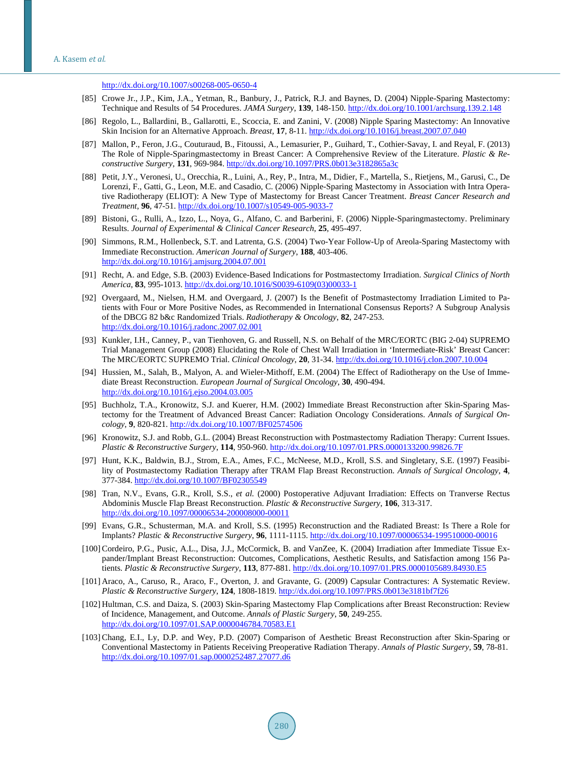http://dx.doi.org/10.1007/s00268-005-0650-4

[85] Crowe Jr., J.P., Kim, J.A., Yetman, R., Banbury, J., Patrick, R.J. and Baynes, D. (2004) Nipple-Sparing Mastectomy: Technique and Results of 54 Procedures. *JAMA Surgery*, **139**, 148-150. http://dx.doi.org/10.1001/archsurg.139.2.148

[86] Regolo, L., Ballardini, B., Gallarotti, E., Scoccia, E. and Zanini, V. (2008) Nipple Sparing Mastectomy: An Innovative Skin Incision for an Alternative Approach. *Breast*, **17**, 8-11. http://dx.doi.org/10.1016/j.breast.2007.07.040

[87] Mallon, P., Feron, J.G., Couturaud, B., Fitoussi, A., Lemasurier, P., Guihard, T., Cothier-Savay, I. and Reyal, F. (2013) The Role of Nipple-Sparingmastectomy in Breast Cancer: A Comprehensive Review of the Literature. *Plastic & Reconstructive Surgery*, **131**, 969-984. http://dx.doi.org/10.1097/PRS.0b013e3182865a3c

[88] Petit, J.Y., Veronesi, U., Orecchia, R., Luini, A., Rey, P., Intra, M., Didier, F., Martella, S., Rietjens, M., Garusi, C., De Lorenzi, F., Gatti, G., Leon, M.E. and Casadio, C. (2006) Nipple-Sparing Mastectomy in Association with Intra Operative Radiotherapy (ELIOT): A New Type of Mastectomy for Breast Cancer Treatment. *Breast Cancer Research and Treatment*, **96**, 47-51. http://dx.doi.org/10.1007/s10549-005-9033-7

[89] Bistoni, G., Rulli, A., Izzo, L., Noya, G., Alfano, C. and Barberini, F. (2006) Nipple-Sparingmastectomy. Preliminary Results. *Journal of Experimental & Clinical Cancer Research*, **25**, 495-497.

[90] Simmons, R.M., Hollenbeck, S.T. and Latrenta, G.S. (2004) Two-Year Follow-Up of Areola-Sparing Mastectomy with Immediate Reconstruction. *American Journal of Surgery*, **188**, 403-406. http://dx.doi.org/10.1016/j.amjsurg.2004.07.001

[91] Recht, A. and Edge, S.B. (2003) Evidence-Based Indications for Postmastectomy Irradiation. *Surgical Clinics of North America*, **83**, 995-1013. http://dx.doi.org/10.1016/S0039-6109(03)00033-1

[92] Overgaard, M., Nielsen, H.M. and Overgaard, J. (2007) Is the Benefit of Postmastectomy Irradiation Limited to Patients with Four or More Positive Nodes, as Recommended in International Consensus Reports? A Subgroup Analysis of the DBCG 82 b&c Randomized Trials. *Radiotherapy & Oncology*, **82**, 247-253. http://dx.doi.org/10.1016/j.radonc.2007.02.001

[93] Kunkler, I.H., Canney, P., van Tienhoven, G. and Russell, N.S. on Behalf of the MRC/EORTC (BIG 2-04) SUPREMO Trial Management Group (2008) Elucidating the Role of Chest Wall Irradiation in 'Intermediate-Risk' Breast Cancer: The MRC/EORTC SUPREMO Trial. *Clinical Oncology*, **20**, 31-34. http://dx.doi.org/10.1016/j.clon.2007.10.004

[94] Hussien, M., Salah, B., Malyon, A. and Wieler-Mithoff, E.M. (2004) The Effect of Radiotherapy on the Use of Immediate Breast Reconstruction. *European Journal of Surgical Oncology*, **30**, 490-494. http://dx.doi.org/10.1016/j.ejso.2004.03.005

[95] Buchholz, T.A., Kronowitz, S.J. and Kuerer, H.M. (2002) Immediate Breast Reconstruction after Skin-Sparing Mastectomy for the Treatment of Advanced Breast Cancer: Radiation Oncology Considerations. *Annals of Surgical Oncology*, **9**, 820-821. http://dx.doi.org/10.1007/BF02574506

[96] Kronowitz, S.J. and Robb, G.L. (2004) Breast Reconstruction with Postmastectomy Radiation Therapy: Current Issues. *Plastic & Reconstructive Surgery*, **114**, 950-960. http://dx.doi.org/10.1097/01.PRS.0000133200.99826.7F

[97] Hunt, K.K., Baldwin, B.J., Strom, E.A., Ames, F.C., McNeese, M.D., Kroll, S.S. and Singletary, S.E. (1997) Feasibility of Postmastectomy Radiation Therapy after TRAM Flap Breast Reconstruction. *Annals of Surgical Oncology*, **4**, 377-384. http://dx.doi.org/10.1007/BF02305549

[98] Tran, N.V., Evans, G.R., Kroll, S.S., *et al.* (2000) Postoperative Adjuvant Irradiation: Effects on Tranverse Rectus Abdominis Muscle Flap Breast Reconstruction. *Plastic & Reconstructive Surgery*, **106**, 313-317. http://dx.doi.org/10.1097/00006534-200008000-00011

[99] Evans, G.R., Schusterman, M.A. and Kroll, S.S. (1995) Reconstruction and the Radiated Breast: Is There a Role for Implants? *Plastic & Reconstructive Surgery*, **96**, 1111-1115. http://dx.doi.org/10.1097/00006534-199510000-00016

[100] Cordeiro, P.G., Pusic, A.L., Disa, J.J., McCormick, B. and VanZee, K. (2004) Irradiation after Immediate Tissue Expander/Implant Breast Reconstruction: Outcomes, Complications, Aesthetic Results, and Satisfaction among 156 Patients. *Plastic & Reconstructive Surgery*, **113**, 877-881. http://dx.doi.org/10.1097/01.PRS.0000105689.84930.E5

[101] Araco, A., Caruso, R., Araco, F., Overton, J. and Gravante, G. (2009) Capsular Contractures: A Systematic Review. *Plastic & Reconstructive Surgery*, **124**, 1808-1819. http://dx.doi.org/10.1097/PRS.0b013e3181bf7f26

[102] Hultman, C.S. and Daiza, S. (2003) Skin-Sparing Mastectomy Flap Complications after Breast Reconstruction: Review of Incidence, Management, and Outcome. *Annals of Plastic Surgery*, **50**, 249-255. http://dx.doi.org/10.1097/01.SAP.0000046784.70583.E1

[103] Chang, E.I., Ly, D.P. and Wey, P.D. (2007) Comparison of Aesthetic Breast Reconstruction after Skin-Sparing or Conventional Mastectomy in Patients Receiving Preoperative Radiation Therapy. *Annals of Plastic Surgery*, **59**, 78-81. http://dx.doi.org/10.1097/01.sap.0000252487.27077.d6